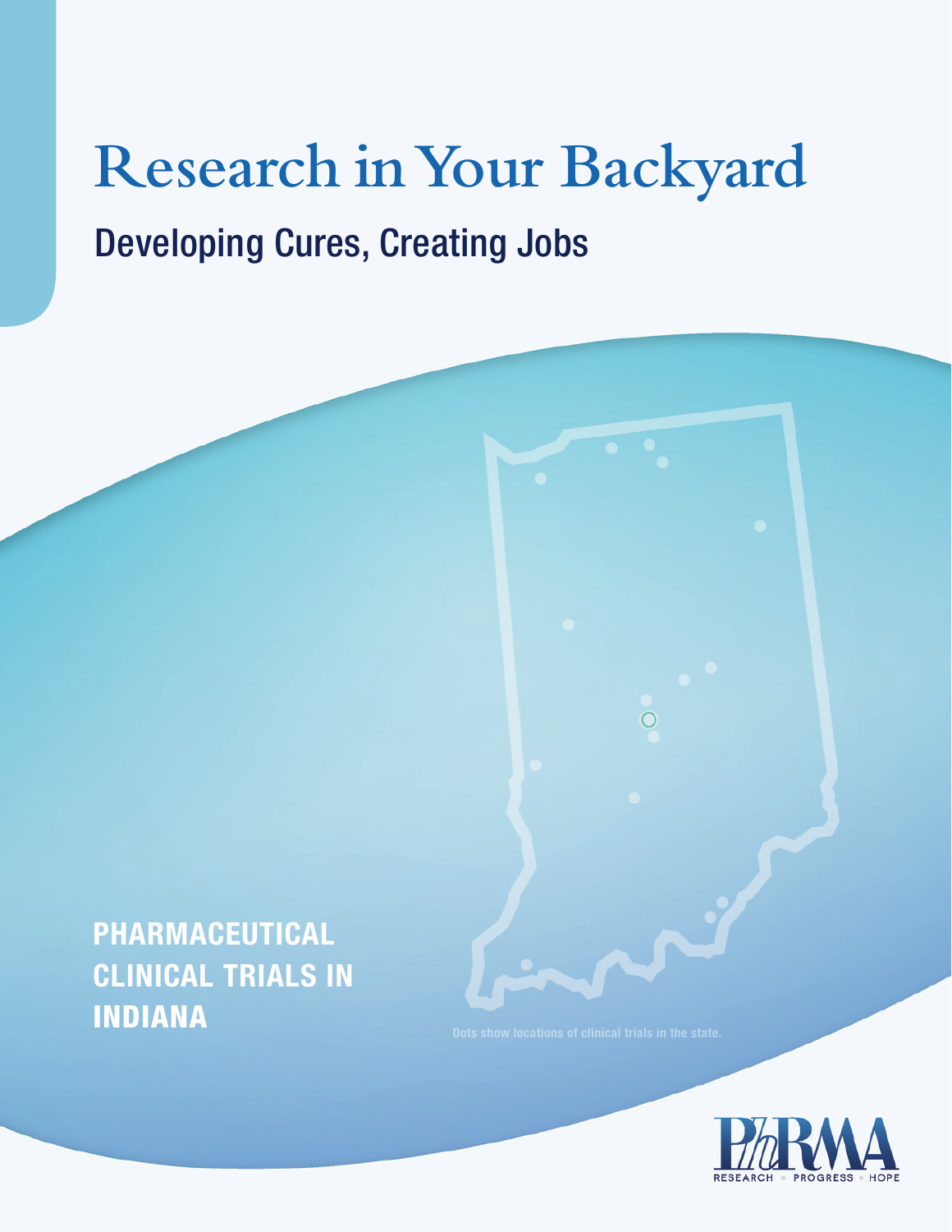# Research in Your Backyard

## Developing Cures, Creating Jobs

**PHARMACEUTICAL CLINICAL TRIALS IN INDIANA**

Dots show locations of clinical trials in the state.

PhRMA

RESEARCH • PROGRESS • HOPE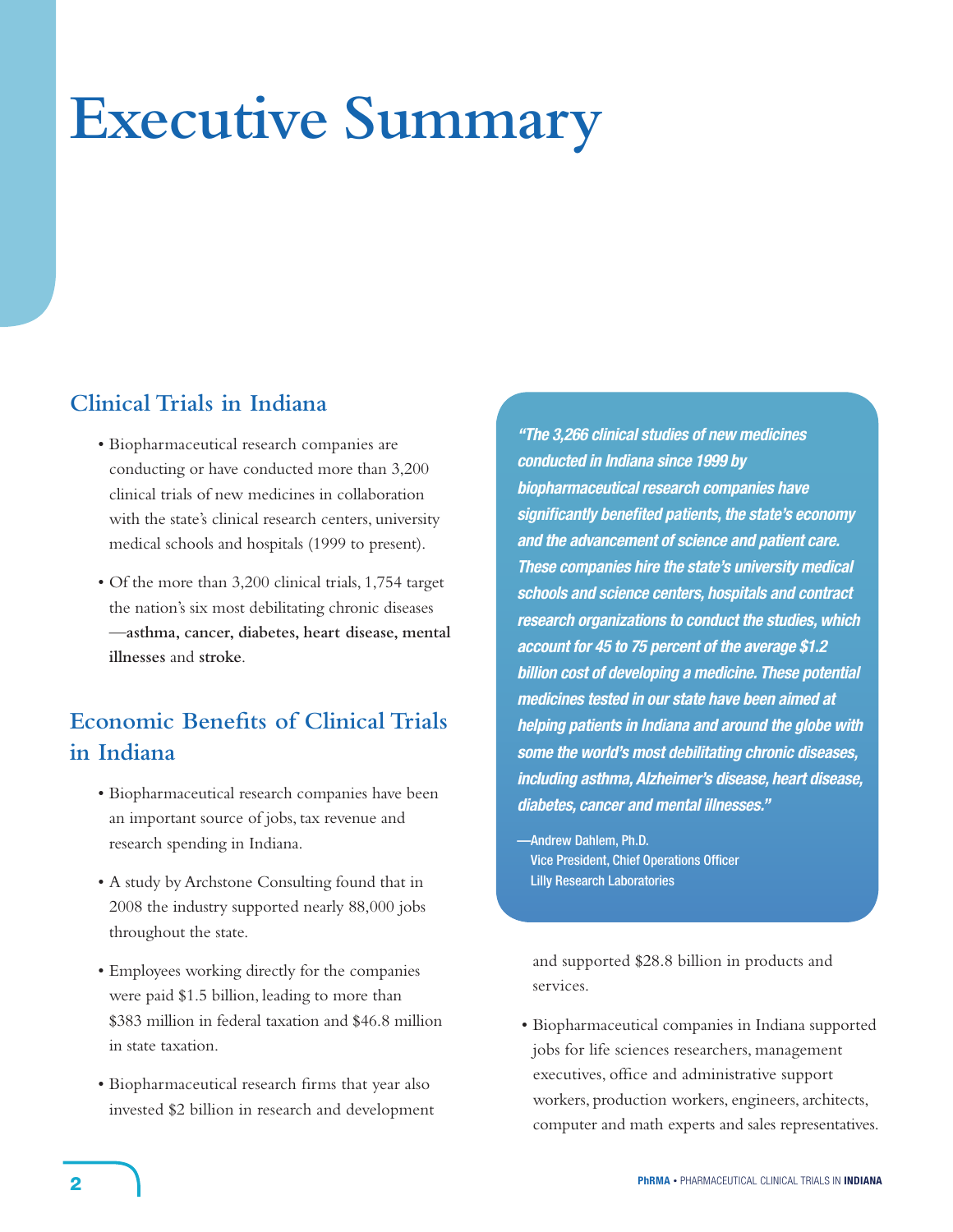# Executive Summary

## Clinical Trials in Indiana

- Biopharmaceutical research companies are conducting or have conducted more than 3,200 clinical trials of new medicines in collaboration with the state's clinical research centers, university medical schools and hospitals (1999 to present).
- Of the more than 3,200 clinical trials, 1,754 target the nation's six most debilitating chronic diseases—**asthma, cancer, diabetes, heart disease, mental illnesses** and **stroke**.

## Economic Benefits of Clinical Trials in Indiana

- Biopharmaceutical research companies have been an important source of jobs, tax revenue and research spending in Indiana.
- A study by Archstone Consulting found that in 2008 the industry supported nearly 88,000 jobs throughout the state.
- Employees working directly for the companies were paid $1.5 billion, leading to more than $383 million in federal taxation and $46.8 million in state taxation.
- Biopharmaceutical research firms that year also invested $2 billion in research and development and supported $28.8 billion in products and services.
- Biopharmaceutical companies in Indiana supported jobs for life sciences researchers, management executives, office and administrative support workers, production workers, engineers, architects, computer and math experts and sales representatives.

> ***"The 3,266 clinical studies of new medicines conducted in Indiana since 1999 by biopharmaceutical research companies have significantly benefited patients, the state's economy and the advancement of science and patient care. These companies hire the state's university medical schools and science centers, hospitals and contract research organizations to conduct the studies, which account for 45 to 75 percent of the average $1.2 billion cost of developing a medicine. These potential medicines tested in our state have been aimed at helping patients in Indiana and around the globe with some the world's most debilitating chronic diseases, including asthma, Alzheimer's disease, heart disease, diabetes, cancer and mental illnesses."***
>
> —Andrew Dahlem, Ph.D.
> Vice President, Chief Operations Officer
> Lilly Research Laboratories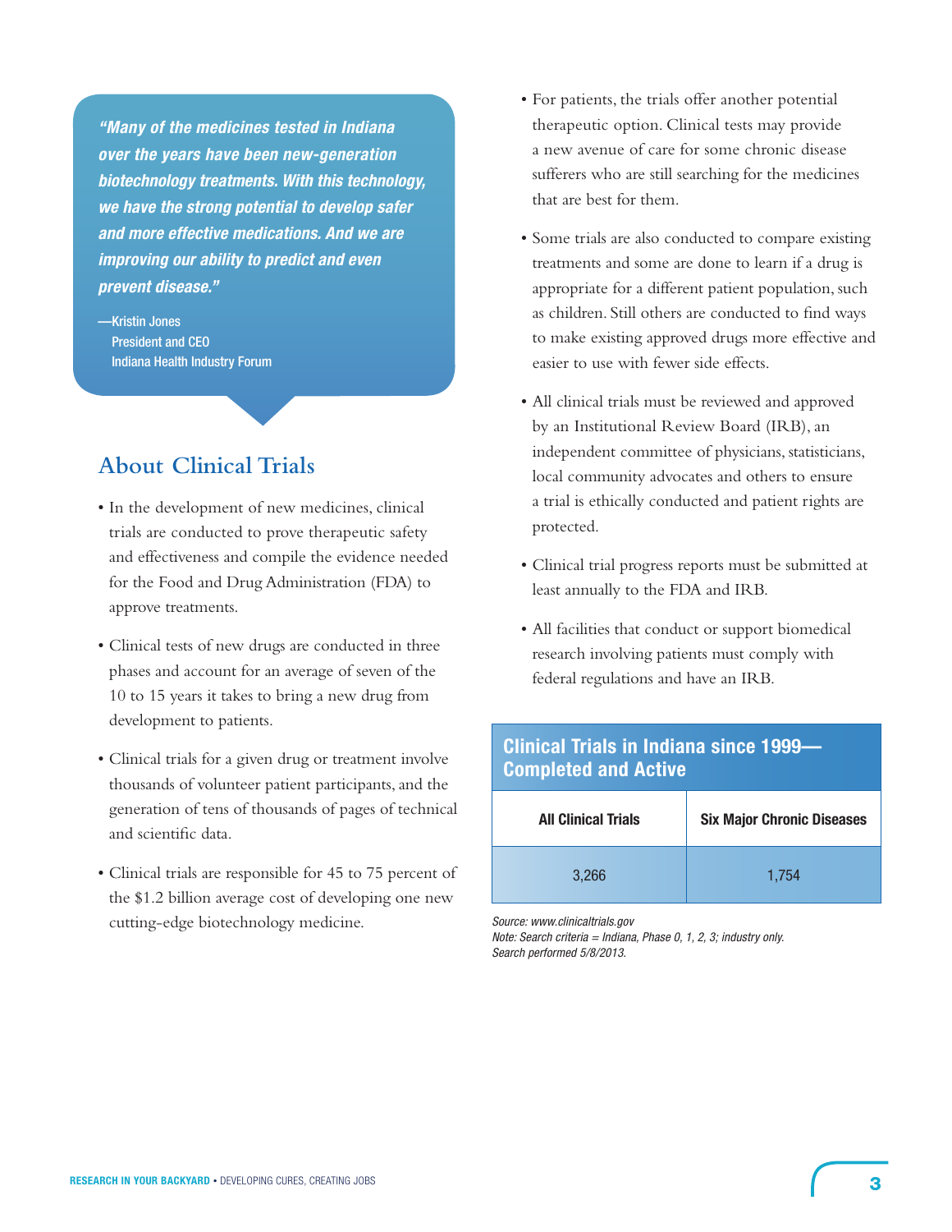> ***"Many of the medicines tested in Indiana over the years have been new-generation biotechnology treatments. With this technology, we have the strong potential to develop safer and more effective medications. And we are improving our ability to predict and even prevent disease."***
>
> —Kristin Jones
> President and CEO
> Indiana Health Industry Forum

## About Clinical Trials

- In the development of new medicines, clinical trials are conducted to prove therapeutic safety and effectiveness and compile the evidence needed for the Food and Drug Administration (FDA) to approve treatments.
- Clinical tests of new drugs are conducted in three phases and account for an average of seven of the 10 to 15 years it takes to bring a new drug from development to patients.
- Clinical trials for a given drug or treatment involve thousands of volunteer patient participants, and the generation of tens of thousands of pages of technical and scientific data.
- Clinical trials are responsible for 45 to 75 percent of the $1.2 billion average cost of developing one new cutting-edge biotechnology medicine.
- For patients, the trials offer another potential therapeutic option. Clinical tests may provide a new avenue of care for some chronic disease sufferers who are still searching for the medicines that are best for them.
- Some trials are also conducted to compare existing treatments and some are done to learn if a drug is appropriate for a different patient population, such as children. Still others are conducted to find ways to make existing approved drugs more effective and easier to use with fewer side effects.
- All clinical trials must be reviewed and approved by an Institutional Review Board (IRB), an independent committee of physicians, statisticians, local community advocates and others to ensure a trial is ethically conducted and patient rights are protected.
- Clinical trial progress reports must be submitted at least annually to the FDA and IRB.
- All facilities that conduct or support biomedical research involving patients must comply with federal regulations and have an IRB.

**Clinical Trials in Indiana since 1999—Completed and Active**

| All Clinical Trials | Six Major Chronic Diseases |
|---|---|
| 3,266 | 1,754 |

*Source: www.clinicaltrials.gov*
*Note: Search criteria = Indiana, Phase 0, 1, 2, 3; industry only.*
*Search performed 5/8/2013.*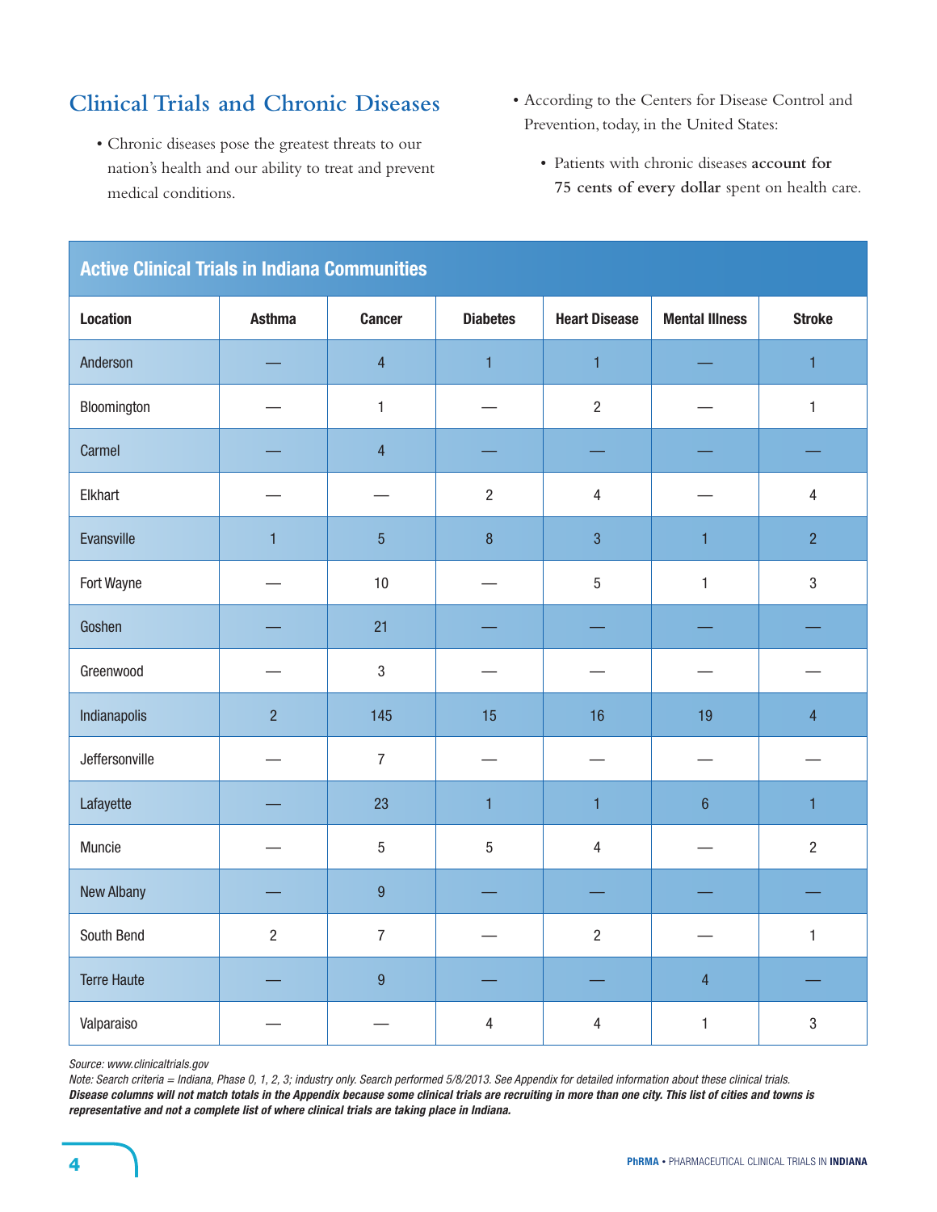## Clinical Trials and Chronic Diseases

- Chronic diseases pose the greatest threats to our nation's health and our ability to treat and prevent medical conditions.

- According to the Centers for Disease Control and Prevention, today, in the United States:
  - Patients with chronic diseases **account for 75 cents of every dollar** spent on health care.

### Active Clinical Trials in Indiana Communities

| Location | Asthma | Cancer | Diabetes | Heart Disease | Mental Illness | Stroke |
|---|---|---|---|---|---|---|
| Anderson | — | 4 | 1 | 1 | — | 1 |
| Bloomington | — | 1 | — | 2 | — | 1 |
| Carmel | — | 4 | — | — | — | — |
| Elkhart | — | — | 2 | 4 | — | 4 |
| Evansville | 1 | 5 | 8 | 3 | 1 | 2 |
| Fort Wayne | — | 10 | — | 5 | 1 | 3 |
| Goshen | — | 21 | — | — | — | — |
| Greenwood | — | 3 | — | — | — | — |
| Indianapolis | 2 | 145 | 15 | 16 | 19 | 4 |
| Jeffersonville | — | 7 | — | — | — | — |
| Lafayette | — | 23 | 1 | 1 | 6 | 1 |
| Muncie | — | 5 | 5 | 4 | — | 2 |
| New Albany | — | 9 | — | — | — | — |
| South Bend | 2 | 7 | — | 2 | — | 1 |
| Terre Haute | — | 9 | — | — | 4 | — |
| Valparaiso | — | — | 4 | 4 | 1 | 3 |

*Source: www.clinicaltrials.gov*

*Note: Search criteria = Indiana, Phase 0, 1, 2, 3; industry only. Search performed 5/8/2013. See Appendix for detailed information about these clinical trials.*

***Disease columns will not match totals in the Appendix because some clinical trials are recruiting in more than one city. This list of cities and towns is representative and not a complete list of where clinical trials are taking place in Indiana.***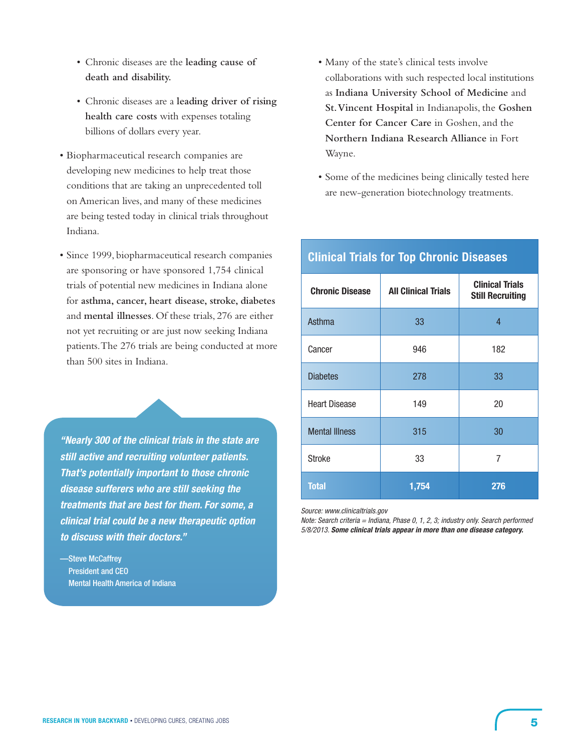- Chronic diseases are the **leading cause of death and disability.**
- Chronic diseases are a **leading driver of rising health care costs** with expenses totaling billions of dollars every year.

- Biopharmaceutical research companies are developing new medicines to help treat those conditions that are taking an unprecedented toll on American lives, and many of these medicines are being tested today in clinical trials throughout Indiana.
- Since 1999, biopharmaceutical research companies are sponsoring or have sponsored 1,754 clinical trials of potential new medicines in Indiana alone for **asthma, cancer, heart disease, stroke, diabetes** and **mental illnesses**. Of these trials, 276 are either not yet recruiting or are just now seeking Indiana patients. The 276 trials are being conducted at more than 500 sites in Indiana.

> ***"Nearly 300 of the clinical trials in the state are still active and recruiting volunteer patients. That's potentially important to those chronic disease sufferers who are still seeking the treatments that are best for them. For some, a clinical trial could be a new therapeutic option to discuss with their doctors."***
>
> —Steve McCaffrey
> President and CEO
> Mental Health America of Indiana

- Many of the state's clinical tests involve collaborations with such respected local institutions as **Indiana University School of Medicine** and **St. Vincent Hospital** in Indianapolis, the **Goshen Center for Cancer Care** in Goshen, and the **Northern Indiana Research Alliance** in Fort Wayne.
- Some of the medicines being clinically tested here are new-generation biotechnology treatments.

## Clinical Trials for Top Chronic Diseases

| Chronic Disease | All Clinical Trials | Clinical Trials Still Recruiting |
|---|---|---|
| Asthma | 33 | 4 |
| Cancer | 946 | 182 |
| Diabetes | 278 | 33 |
| Heart Disease | 149 | 20 |
| Mental Illness | 315 | 30 |
| Stroke | 33 | 7 |
| **Total** | **1,754** | **276** |

*Source: www.clinicaltrials.gov*
*Note: Search criteria = Indiana, Phase 0, 1, 2, 3; industry only. Search performed 5/8/2013.* ***Some clinical trials appear in more than one disease category.***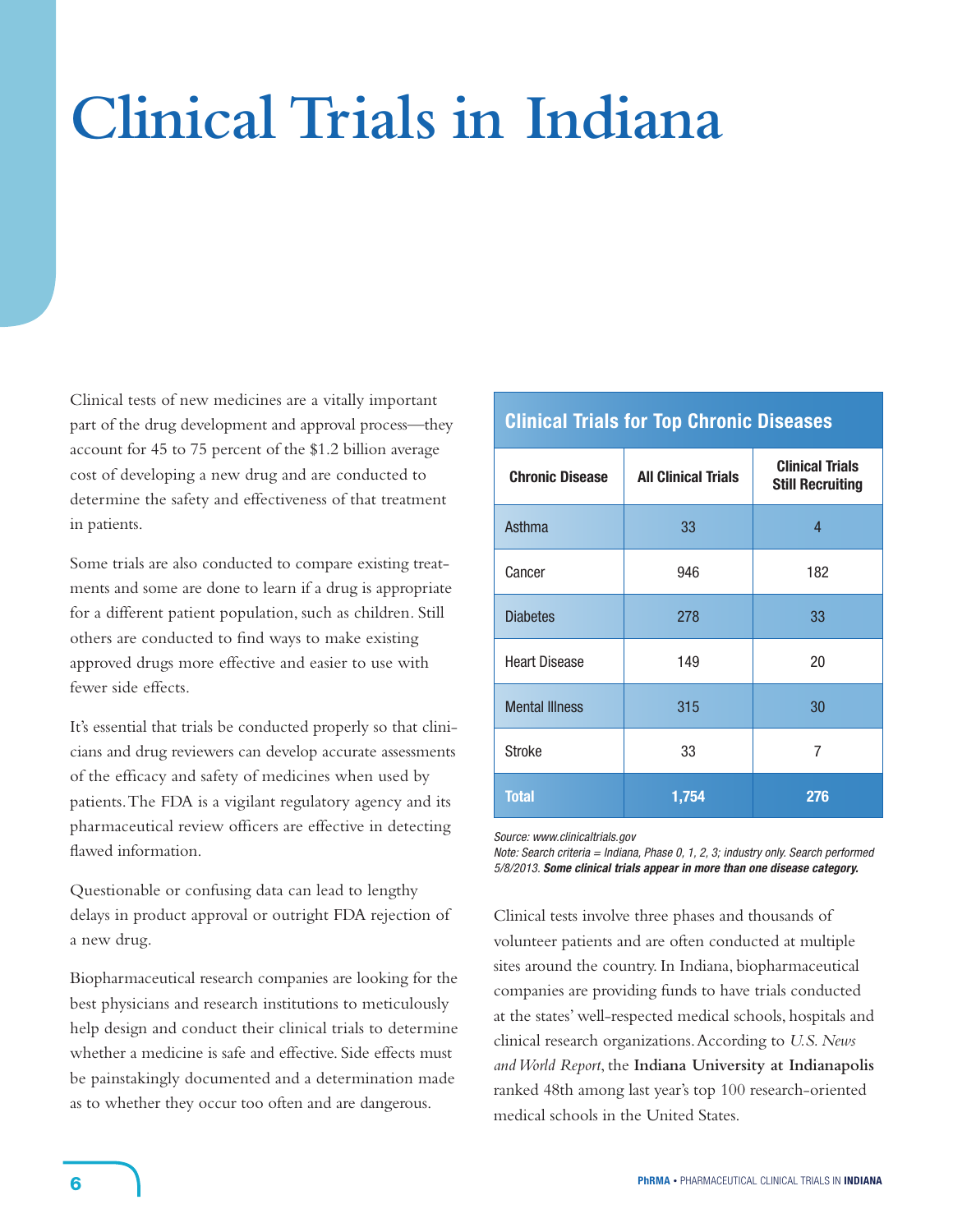# Clinical Trials in Indiana

Clinical tests of new medicines are a vitally important part of the drug development and approval process—they account for 45 to 75 percent of the $1.2 billion average cost of developing a new drug and are conducted to determine the safety and effectiveness of that treatment in patients.

Some trials are also conducted to compare existing treatments and some are done to learn if a drug is appropriate for a different patient population, such as children. Still others are conducted to find ways to make existing approved drugs more effective and easier to use with fewer side effects.

It's essential that trials be conducted properly so that clinicians and drug reviewers can develop accurate assessments of the efficacy and safety of medicines when used by patients. The FDA is a vigilant regulatory agency and its pharmaceutical review officers are effective in detecting flawed information.

Questionable or confusing data can lead to lengthy delays in product approval or outright FDA rejection of a new drug.

Biopharmaceutical research companies are looking for the best physicians and research institutions to meticulously help design and conduct their clinical trials to determine whether a medicine is safe and effective. Side effects must be painstakingly documented and a determination made as to whether they occur too often and are dangerous.

**Clinical Trials for Top Chronic Diseases**

| Chronic Disease | All Clinical Trials | Clinical Trials Still Recruiting |
|---|---|---|
| Asthma | 33 | 4 |
| Cancer | 946 | 182 |
| Diabetes | 278 | 33 |
| Heart Disease | 149 | 20 |
| Mental Illness | 315 | 30 |
| Stroke | 33 | 7 |
| **Total** | **1,754** | **276** |

*Source: www.clinicaltrials.gov*
*Note: Search criteria = Indiana, Phase 0, 1, 2, 3; industry only. Search performed 5/8/2013.* ***Some clinical trials appear in more than one disease category.***

Clinical tests involve three phases and thousands of volunteer patients and are often conducted at multiple sites around the country. In Indiana, biopharmaceutical companies are providing funds to have trials conducted at the states' well-respected medical schools, hospitals and clinical research organizations. According to *U.S. News and World Report*, the **Indiana University at Indianapolis** ranked 48th among last year's top 100 research-oriented medical schools in the United States.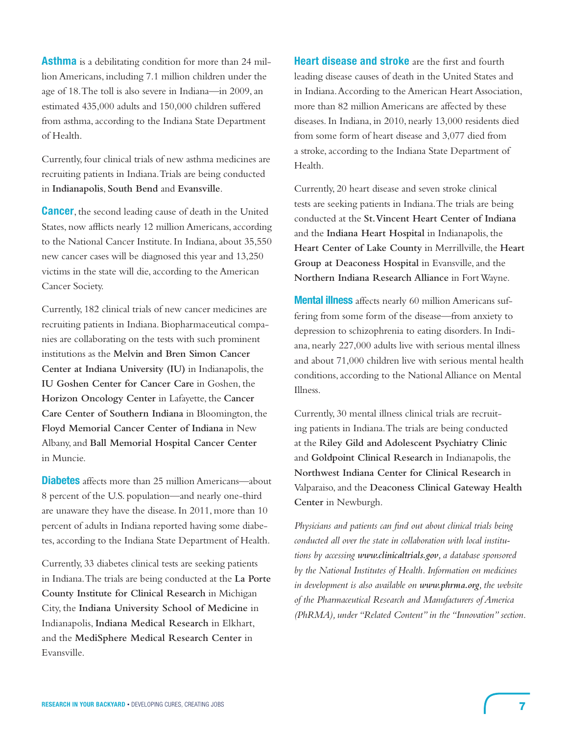**Asthma** is a debilitating condition for more than 24 million Americans, including 7.1 million children under the age of 18. The toll is also severe in Indiana—in 2009, an estimated 435,000 adults and 150,000 children suffered from asthma, according to the Indiana State Department of Health.

Currently, four clinical trials of new asthma medicines are recruiting patients in Indiana. Trials are being conducted in **Indianapolis**, **South Bend** and **Evansville**.

**Cancer**, the second leading cause of death in the United States, now afflicts nearly 12 million Americans, according to the National Cancer Institute. In Indiana, about 35,550 new cancer cases will be diagnosed this year and 13,250 victims in the state will die, according to the American Cancer Society.

Currently, 182 clinical trials of new cancer medicines are recruiting patients in Indiana. Biopharmaceutical companies are collaborating on the tests with such prominent institutions as the **Melvin and Bren Simon Cancer Center at Indiana University (IU)** in Indianapolis, the **IU Goshen Center for Cancer Care** in Goshen, the **Horizon Oncology Center** in Lafayette, the **Cancer Care Center of Southern Indiana** in Bloomington, the **Floyd Memorial Cancer Center of Indiana** in New Albany, and **Ball Memorial Hospital Cancer Center** in Muncie.

**Diabetes** affects more than 25 million Americans—about 8 percent of the U.S. population—and nearly one-third are unaware they have the disease. In 2011, more than 10 percent of adults in Indiana reported having some diabetes, according to the Indiana State Department of Health.

Currently, 33 diabetes clinical tests are seeking patients in Indiana. The trials are being conducted at the **La Porte County Institute for Clinical Research** in Michigan City, the **Indiana University School of Medicine** in Indianapolis, **Indiana Medical Research** in Elkhart, and the **MediSphere Medical Research Center** in Evansville.

**Heart disease and stroke** are the first and fourth leading disease causes of death in the United States and in Indiana. According to the American Heart Association, more than 82 million Americans are affected by these diseases. In Indiana, in 2010, nearly 13,000 residents died from some form of heart disease and 3,077 died from a stroke, according to the Indiana State Department of Health.

Currently, 20 heart disease and seven stroke clinical tests are seeking patients in Indiana. The trials are being conducted at the **St. Vincent Heart Center of Indiana** and the **Indiana Heart Hospital** in Indianapolis, the **Heart Center of Lake County** in Merrillville, the **Heart Group at Deaconess Hospital** in Evansville, and the **Northern Indiana Research Alliance** in Fort Wayne.

**Mental illness** affects nearly 60 million Americans suffering from some form of the disease—from anxiety to depression to schizophrenia to eating disorders. In Indiana, nearly 227,000 adults live with serious mental illness and about 71,000 children live with serious mental health conditions, according to the National Alliance on Mental Illness.

Currently, 30 mental illness clinical trials are recruiting patients in Indiana. The trials are being conducted at the **Riley Gild and Adolescent Psychiatry Clinic** and **Goldpoint Clinical Research** in Indianapolis, the **Northwest Indiana Center for Clinical Research** in Valparaiso, and the **Deaconess Clinical Gateway Health Center** in Newburgh.

*Physicians and patients can find out about clinical trials being conducted all over the state in collaboration with local institutions by accessing **www.clinicaltrials.gov**, a database sponsored by the National Institutes of Health. Information on medicines in development is also available on **www.phrma.org**, the website of the Pharmaceutical Research and Manufacturers of America (PhRMA), under "Related Content" in the "Innovation" section.*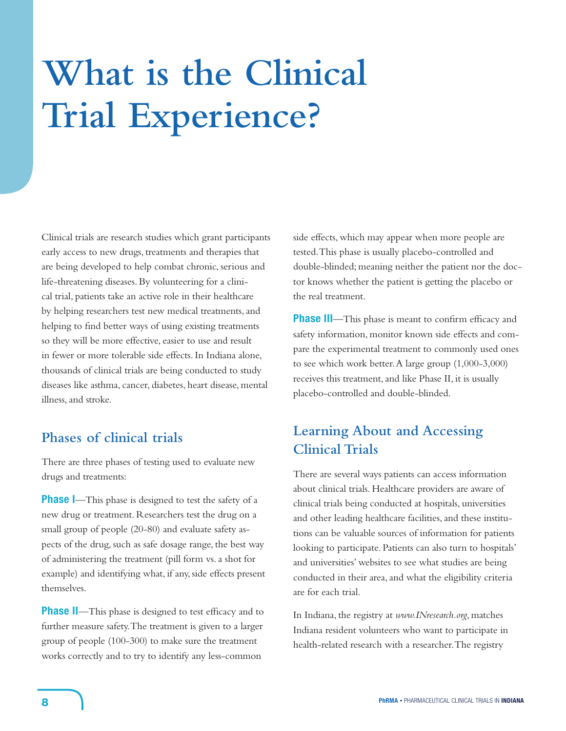# What is the Clinical Trial Experience?

Clinical trials are research studies which grant participants early access to new drugs, treatments and therapies that are being developed to help combat chronic, serious and life-threatening diseases. By volunteering for a clinical trial, patients take an active role in their healthcare by helping researchers test new medical treatments, and helping to find better ways of using existing treatments so they will be more effective, easier to use and result in fewer or more tolerable side effects. In Indiana alone, thousands of clinical trials are being conducted to study diseases like asthma, cancer, diabetes, heart disease, mental illness, and stroke.

## Phases of clinical trials

There are three phases of testing used to evaluate new drugs and treatments:

**Phase I**—This phase is designed to test the safety of a new drug or treatment. Researchers test the drug on a small group of people (20-80) and evaluate safety aspects of the drug, such as safe dosage range, the best way of administering the treatment (pill form vs. a shot for example) and identifying what, if any, side effects present themselves.

**Phase II**—This phase is designed to test efficacy and to further measure safety. The treatment is given to a larger group of people (100-300) to make sure the treatment works correctly and to try to identify any less-common side effects, which may appear when more people are tested. This phase is usually placebo-controlled and double-blinded; meaning neither the patient nor the doctor knows whether the patient is getting the placebo or the real treatment.

**Phase III**—This phase is meant to confirm efficacy and safety information, monitor known side effects and compare the experimental treatment to commonly used ones to see which work better. A large group (1,000-3,000) receives this treatment, and like Phase II, it is usually placebo-controlled and double-blinded.

## Learning About and Accessing Clinical Trials

There are several ways patients can access information about clinical trials. Healthcare providers are aware of clinical trials being conducted at hospitals, universities and other leading healthcare facilities, and these institutions can be valuable sources of information for patients looking to participate. Patients can also turn to hospitals' and universities' websites to see what studies are being conducted in their area, and what the eligibility criteria are for each trial.

In Indiana, the registry at *www.INresearch.org*, matches Indiana resident volunteers who want to participate in health-related research with a researcher. The registry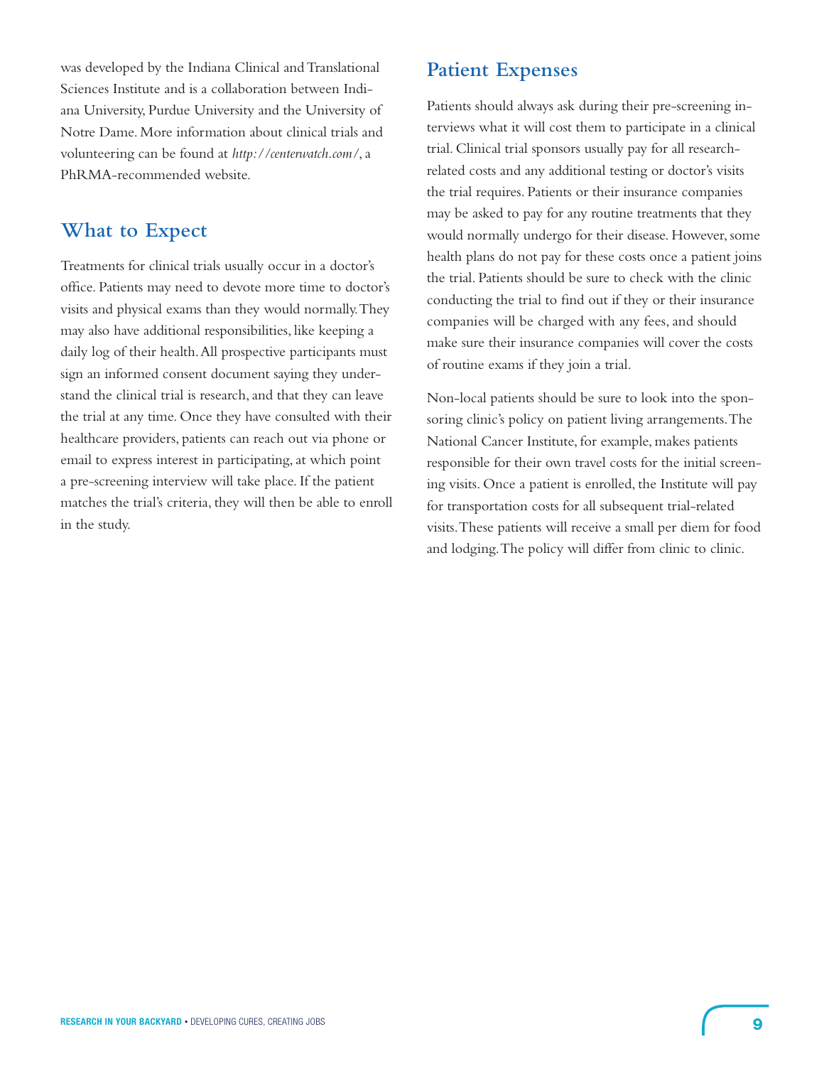was developed by the Indiana Clinical and Translational Sciences Institute and is a collaboration between Indiana University, Purdue University and the University of Notre Dame. More information about clinical trials and volunteering can be found at *http://centerwatch.com/*, a PhRMA-recommended website.

## What to Expect

Treatments for clinical trials usually occur in a doctor's office. Patients may need to devote more time to doctor's visits and physical exams than they would normally. They may also have additional responsibilities, like keeping a daily log of their health. All prospective participants must sign an informed consent document saying they understand the clinical trial is research, and that they can leave the trial at any time. Once they have consulted with their healthcare providers, patients can reach out via phone or email to express interest in participating, at which point a pre-screening interview will take place. If the patient matches the trial's criteria, they will then be able to enroll in the study.

## Patient Expenses

Patients should always ask during their pre-screening interviews what it will cost them to participate in a clinical trial. Clinical trial sponsors usually pay for all research-related costs and any additional testing or doctor's visits the trial requires. Patients or their insurance companies may be asked to pay for any routine treatments that they would normally undergo for their disease. However, some health plans do not pay for these costs once a patient joins the trial. Patients should be sure to check with the clinic conducting the trial to find out if they or their insurance companies will be charged with any fees, and should make sure their insurance companies will cover the costs of routine exams if they join a trial.

Non-local patients should be sure to look into the sponsoring clinic's policy on patient living arrangements. The National Cancer Institute, for example, makes patients responsible for their own travel costs for the initial screening visits. Once a patient is enrolled, the Institute will pay for transportation costs for all subsequent trial-related visits. These patients will receive a small per diem for food and lodging. The policy will differ from clinic to clinic.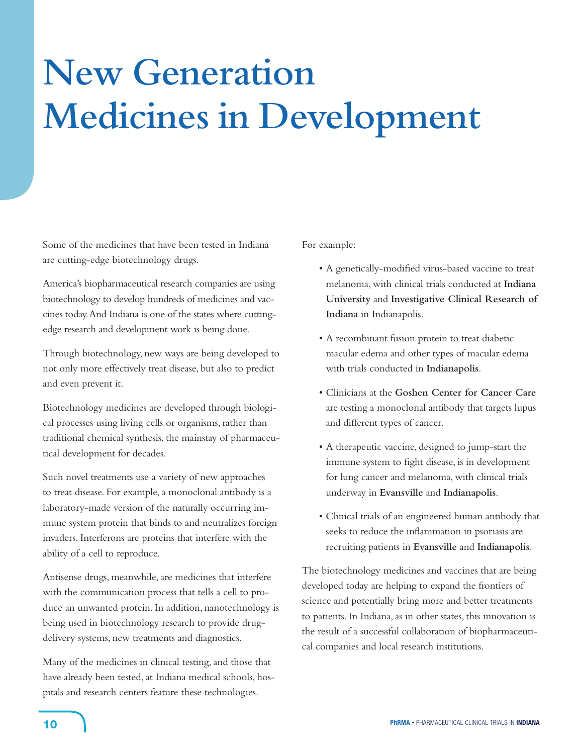# New Generation Medicines in Development

Some of the medicines that have been tested in Indiana are cutting-edge biotechnology drugs.

America's biopharmaceutical research companies are using biotechnology to develop hundreds of medicines and vaccines today. And Indiana is one of the states where cutting-edge research and development work is being done.

Through biotechnology, new ways are being developed to not only more effectively treat disease, but also to predict and even prevent it.

Biotechnology medicines are developed through biological processes using living cells or organisms, rather than traditional chemical synthesis, the mainstay of pharmaceutical development for decades.

Such novel treatments use a variety of new approaches to treat disease. For example, a monoclonal antibody is a laboratory-made version of the naturally occurring immune system protein that binds to and neutralizes foreign invaders. Interferons are proteins that interfere with the ability of a cell to reproduce.

Antisense drugs, meanwhile, are medicines that interfere with the communication process that tells a cell to produce an unwanted protein. In addition, nanotechnology is being used in biotechnology research to provide drug-delivery systems, new treatments and diagnostics.

Many of the medicines in clinical testing, and those that have already been tested, at Indiana medical schools, hospitals and research centers feature these technologies.

For example:

- A genetically-modified virus-based vaccine to treat melanoma, with clinical trials conducted at **Indiana University** and **Investigative Clinical Research of Indiana** in Indianapolis.
- A recombinant fusion protein to treat diabetic macular edema and other types of macular edema with trials conducted in **Indianapolis**.
- Clinicians at the **Goshen Center for Cancer Care** are testing a monoclonal antibody that targets lupus and different types of cancer.
- A therapeutic vaccine, designed to jump-start the immune system to fight disease, is in development for lung cancer and melanoma, with clinical trials underway in **Evansville** and **Indianapolis**.
- Clinical trials of an engineered human antibody that seeks to reduce the inflammation in psoriasis are recruiting patients in **Evansville** and **Indianapolis**.

The biotechnology medicines and vaccines that are being developed today are helping to expand the frontiers of science and potentially bring more and better treatments to patients. In Indiana, as in other states, this innovation is the result of a successful collaboration of biopharmaceutical companies and local research institutions.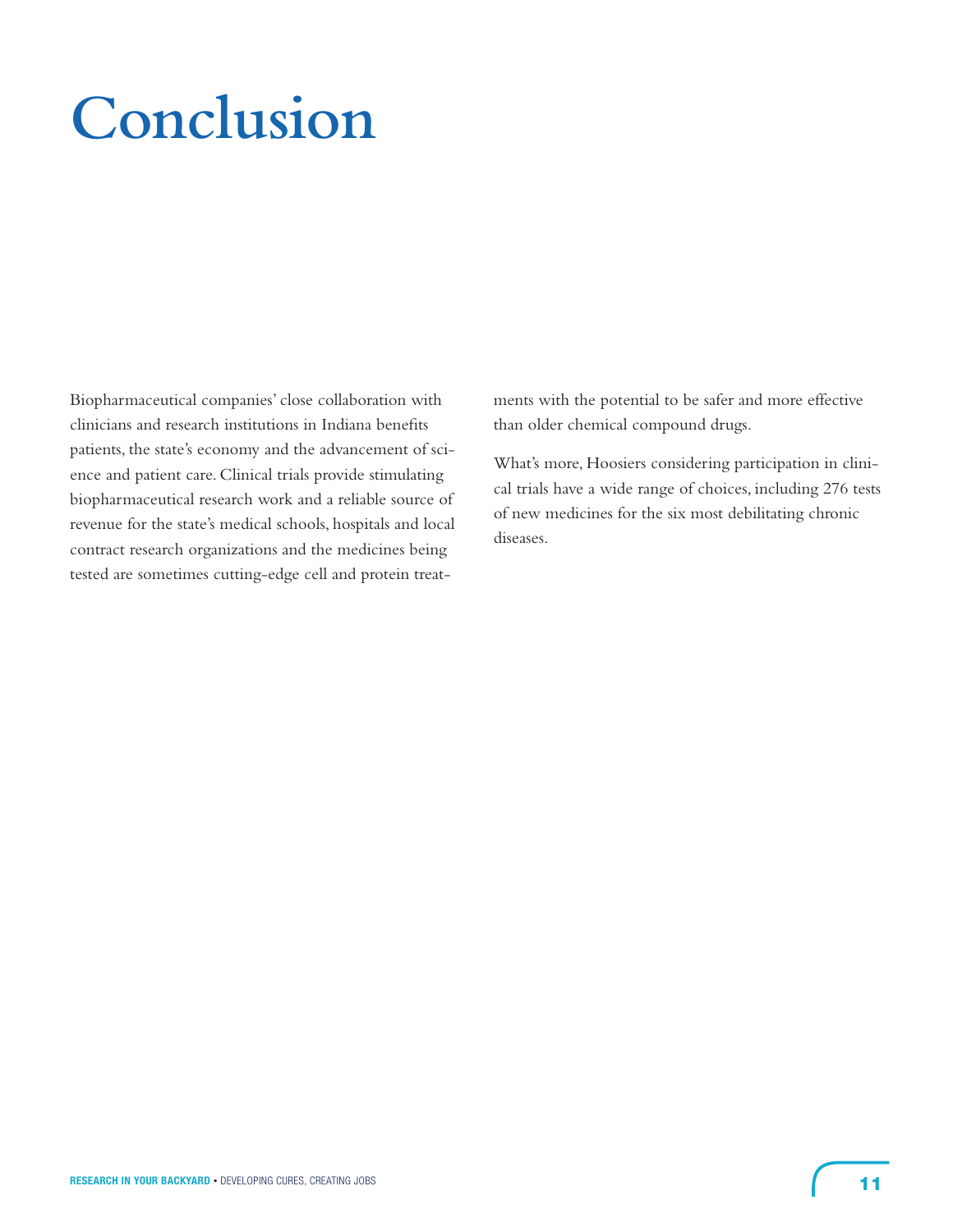# Conclusion

Biopharmaceutical companies' close collaboration with clinicians and research institutions in Indiana benefits patients, the state's economy and the advancement of science and patient care. Clinical trials provide stimulating biopharmaceutical research work and a reliable source of revenue for the state's medical schools, hospitals and local contract research organizations and the medicines being tested are sometimes cutting-edge cell and protein treatments with the potential to be safer and more effective than older chemical compound drugs.

What's more, Hoosiers considering participation in clinical trials have a wide range of choices, including 276 tests of new medicines for the six most debilitating chronic diseases.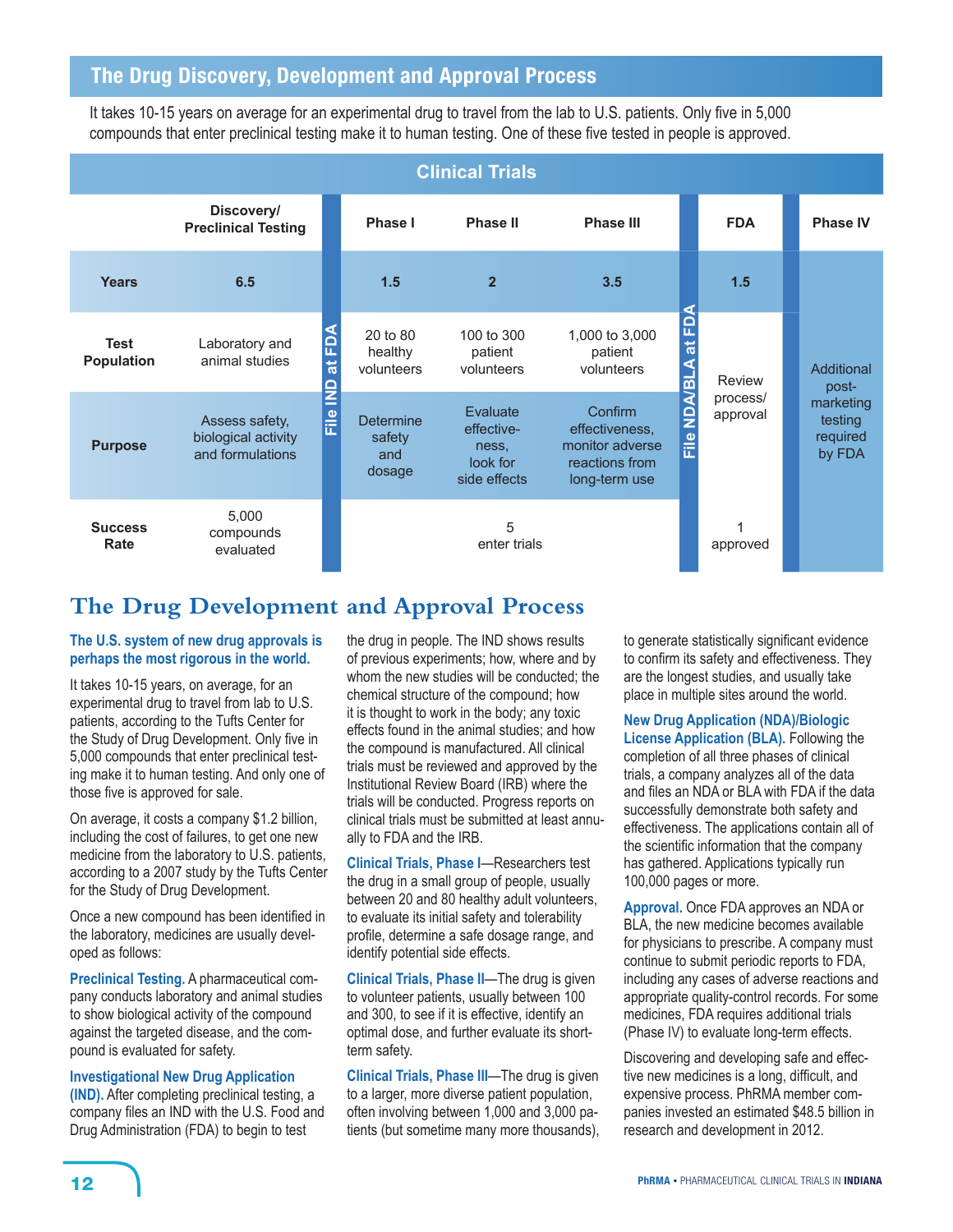## The Drug Discovery, Development and Approval Process

It takes 10-15 years on average for an experimental drug to travel from the lab to U.S. patients. Only five in 5,000 compounds that enter preclinical testing make it to human testing. One of these five tested in people is approved.

| | Discovery/ Preclinical Testing | | Clinical Trials: Phase I | Clinical Trials: Phase II | Clinical Trials: Phase III | | FDA | | Phase IV |
|---|---|---|---|---|---|---|---|---|---|
| **Years** | 6.5 | File IND at FDA | 1.5 | 2 | 3.5 | File NDA/BLA at FDA | 1.5 | | Additional post-marketing testing required by FDA |
| **Test Population** | Laboratory and animal studies | | 20 to 80 healthy volunteers | 100 to 300 patient volunteers | 1,000 to 3,000 patient volunteers | | Review process/ approval | | |
| **Purpose** | Assess safety, biological activity and formulations | | Determine safety and dosage | Evaluate effectiveness, look for side effects | Confirm effectiveness, monitor adverse reactions from long-term use | | | | |
| **Success Rate** | 5,000 compounds evaluated | | 5 enter trials | | | | 1 approved | | |

# The Drug Development and Approval Process

**The U.S. system of new drug approvals is perhaps the most rigorous in the world.**

It takes 10-15 years, on average, for an experimental drug to travel from lab to U.S. patients, according to the Tufts Center for the Study of Drug Development. Only five in 5,000 compounds that enter preclinical testing make it to human testing. And only one of those five is approved for sale.

On average, it costs a company $1.2 billion, including the cost of failures, to get one new medicine from the laboratory to U.S. patients, according to a 2007 study by the Tufts Center for the Study of Drug Development.

Once a new compound has been identified in the laboratory, medicines are usually developed as follows:

**Preclinical Testing.** A pharmaceutical company conducts laboratory and animal studies to show biological activity of the compound against the targeted disease, and the compound is evaluated for safety.

**Investigational New Drug Application (IND).** After completing preclinical testing, a company files an IND with the U.S. Food and Drug Administration (FDA) to begin to test the drug in people. The IND shows results of previous experiments; how, where and by whom the new studies will be conducted; the chemical structure of the compound; how it is thought to work in the body; any toxic effects found in the animal studies; and how the compound is manufactured. All clinical trials must be reviewed and approved by the Institutional Review Board (IRB) where the trials will be conducted. Progress reports on clinical trials must be submitted at least annually to FDA and the IRB.

**Clinical Trials, Phase I**—Researchers test the drug in a small group of people, usually between 20 and 80 healthy adult volunteers, to evaluate its initial safety and tolerability profile, determine a safe dosage range, and identify potential side effects.

**Clinical Trials, Phase II**—The drug is given to volunteer patients, usually between 100 and 300, to see if it is effective, identify an optimal dose, and further evaluate its short-term safety.

**Clinical Trials, Phase III**—The drug is given to a larger, more diverse patient population, often involving between 1,000 and 3,000 patients (but sometime many more thousands), to generate statistically significant evidence to confirm its safety and effectiveness. They are the longest studies, and usually take place in multiple sites around the world.

**New Drug Application (NDA)/Biologic License Application (BLA).** Following the completion of all three phases of clinical trials, a company analyzes all of the data and files an NDA or BLA with FDA if the data successfully demonstrate both safety and effectiveness. The applications contain all of the scientific information that the company has gathered. Applications typically run 100,000 pages or more.

**Approval.** Once FDA approves an NDA or BLA, the new medicine becomes available for physicians to prescribe. A company must continue to submit periodic reports to FDA, including any cases of adverse reactions and appropriate quality-control records. For some medicines, FDA requires additional trials (Phase IV) to evaluate long-term effects.

Discovering and developing safe and effective new medicines is a long, difficult, and expensive process. PhRMA member companies invested an estimated $48.5 billion in research and development in 2012.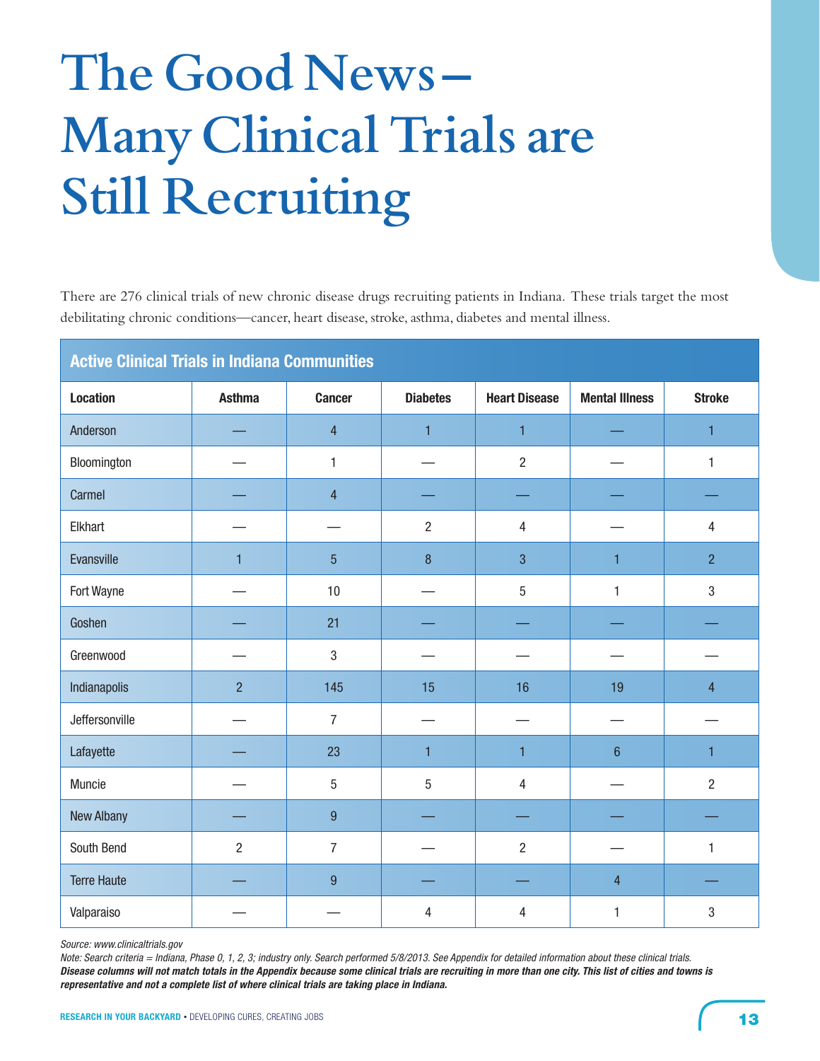# The Good News – Many Clinical Trials are Still Recruiting

There are 276 clinical trials of new chronic disease drugs recruiting patients in Indiana. These trials target the most debilitating chronic conditions—cancer, heart disease, stroke, asthma, diabetes and mental illness.

**Active Clinical Trials in Indiana Communities**

| Location | Asthma | Cancer | Diabetes | Heart Disease | Mental Illness | Stroke |
|---|---|---|---|---|---|---|
| Anderson | — | 4 | 1 | 1 | — | 1 |
| Bloomington | — | 1 | — | 2 | — | 1 |
| Carmel | — | 4 | — | — | — | — |
| Elkhart | — | — | 2 | 4 | — | 4 |
| Evansville | 1 | 5 | 8 | 3 | 1 | 2 |
| Fort Wayne | — | 10 | — | 5 | 1 | 3 |
| Goshen | — | 21 | — | — | — | — |
| Greenwood | — | 3 | — | — | — | — |
| Indianapolis | 2 | 145 | 15 | 16 | 19 | 4 |
| Jeffersonville | — | 7 | — | — | — | — |
| Lafayette | — | 23 | 1 | 1 | 6 | 1 |
| Muncie | — | 5 | 5 | 4 | — | 2 |
| New Albany | — | 9 | — | — | — | — |
| South Bend | 2 | 7 | — | 2 | — | 1 |
| Terre Haute | — | 9 | — | — | 4 | — |
| Valparaiso | — | — | 4 | 4 | 1 | 3 |

*Source: www.clinicaltrials.gov*

*Note: Search criteria = Indiana, Phase 0, 1, 2, 3; industry only. Search performed 5/8/2013. See Appendix for detailed information about these clinical trials.* ***Disease columns will not match totals in the Appendix because some clinical trials are recruiting in more than one city. This list of cities and towns is representative and not a complete list of where clinical trials are taking place in Indiana.***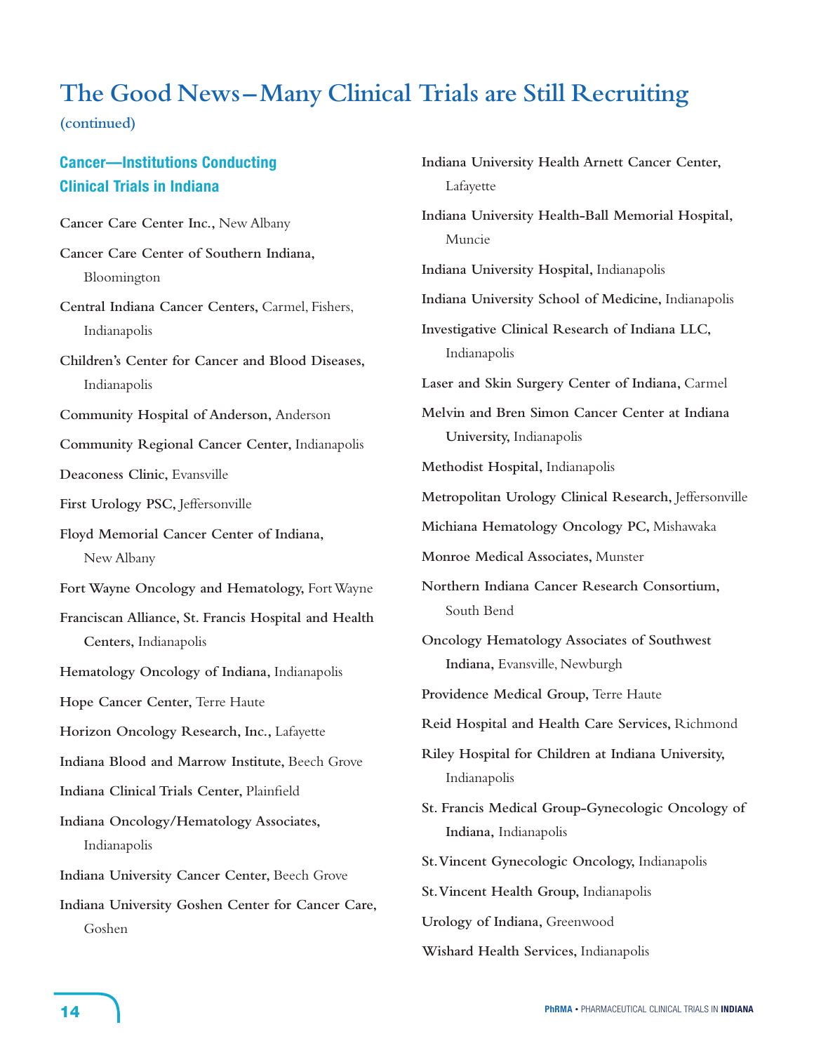# The Good News–Many Clinical Trials are Still Recruiting

**(continued)**

## Cancer—Institutions Conducting Clinical Trials in Indiana

**Cancer Care Center Inc.,** New Albany

**Cancer Care Center of Southern Indiana,** Bloomington

**Central Indiana Cancer Centers,** Carmel, Fishers, Indianapolis

**Children's Center for Cancer and Blood Diseases,** Indianapolis

**Community Hospital of Anderson,** Anderson

**Community Regional Cancer Center,** Indianapolis

**Deaconess Clinic,** Evansville

**First Urology PSC,** Jeffersonville

**Floyd Memorial Cancer Center of Indiana,** New Albany

**Fort Wayne Oncology and Hematology,** Fort Wayne

**Franciscan Alliance, St. Francis Hospital and Health Centers,** Indianapolis

**Hematology Oncology of Indiana,** Indianapolis

**Hope Cancer Center,** Terre Haute

**Horizon Oncology Research, Inc.,** Lafayette

**Indiana Blood and Marrow Institute,** Beech Grove

**Indiana Clinical Trials Center,** Plainfield

**Indiana Oncology/Hematology Associates,** Indianapolis

**Indiana University Cancer Center,** Beech Grove

**Indiana University Goshen Center for Cancer Care,** Goshen

**Indiana University Health Arnett Cancer Center,** Lafayette

**Indiana University Health-Ball Memorial Hospital,** Muncie

**Indiana University Hospital,** Indianapolis

**Indiana University School of Medicine,** Indianapolis

**Investigative Clinical Research of Indiana LLC,** Indianapolis

**Laser and Skin Surgery Center of Indiana,** Carmel

**Melvin and Bren Simon Cancer Center at Indiana University,** Indianapolis

**Methodist Hospital,** Indianapolis

**Metropolitan Urology Clinical Research,** Jeffersonville

**Michiana Hematology Oncology PC,** Mishawaka

**Monroe Medical Associates,** Munster

**Northern Indiana Cancer Research Consortium,** South Bend

**Oncology Hematology Associates of Southwest Indiana,** Evansville, Newburgh

**Providence Medical Group,** Terre Haute

**Reid Hospital and Health Care Services,** Richmond

**Riley Hospital for Children at Indiana University,** Indianapolis

**St. Francis Medical Group-Gynecologic Oncology of Indiana,** Indianapolis

**St. Vincent Gynecologic Oncology,** Indianapolis

**St. Vincent Health Group,** Indianapolis

**Urology of Indiana,** Greenwood

**Wishard Health Services,** Indianapolis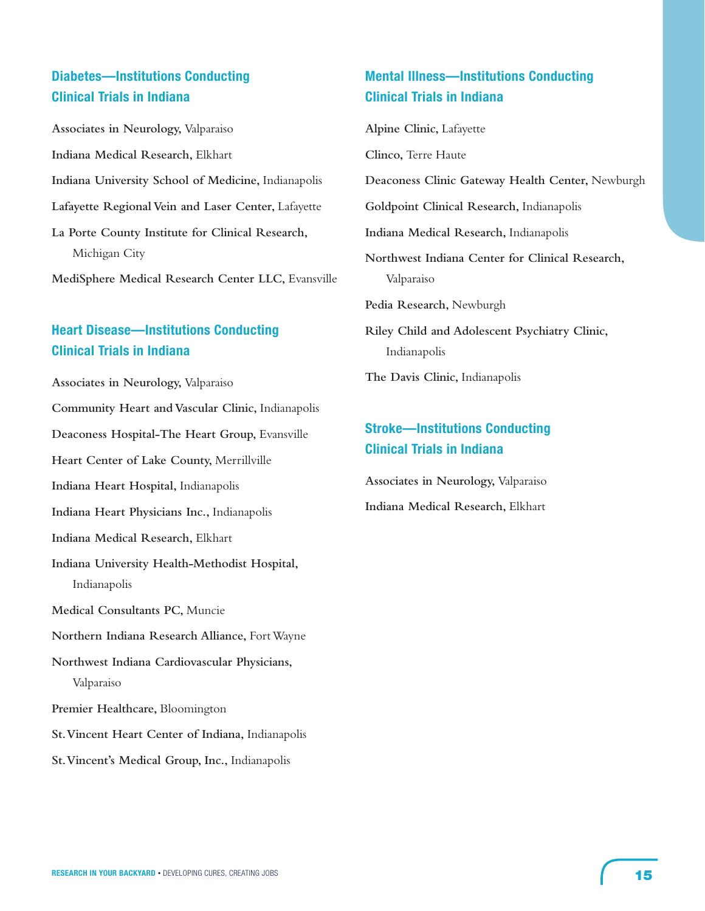## Diabetes—Institutions Conducting Clinical Trials in Indiana

**Associates in Neurology,** Valparaiso

**Indiana Medical Research,** Elkhart

**Indiana University School of Medicine,** Indianapolis

**Lafayette Regional Vein and Laser Center,** Lafayette

**La Porte County Institute for Clinical Research,** Michigan City

**MediSphere Medical Research Center LLC,** Evansville

## Heart Disease—Institutions Conducting Clinical Trials in Indiana

**Associates in Neurology,** Valparaiso

**Community Heart and Vascular Clinic,** Indianapolis

**Deaconess Hospital-The Heart Group,** Evansville

**Heart Center of Lake County,** Merrillville

**Indiana Heart Hospital,** Indianapolis

**Indiana Heart Physicians Inc.,** Indianapolis

**Indiana Medical Research,** Elkhart

**Indiana University Health-Methodist Hospital,** Indianapolis

**Medical Consultants PC,** Muncie

**Northern Indiana Research Alliance,** Fort Wayne

**Northwest Indiana Cardiovascular Physicians,** Valparaiso

**Premier Healthcare,** Bloomington

**St. Vincent Heart Center of Indiana,** Indianapolis

**St. Vincent's Medical Group, Inc.,** Indianapolis

## Mental Illness—Institutions Conducting Clinical Trials in Indiana

**Alpine Clinic,** Lafayette

**Clinco,** Terre Haute

**Deaconess Clinic Gateway Health Center,** Newburgh

**Goldpoint Clinical Research,** Indianapolis

**Indiana Medical Research,** Indianapolis

**Northwest Indiana Center for Clinical Research,** Valparaiso

**Pedia Research,** Newburgh

**Riley Child and Adolescent Psychiatry Clinic,** Indianapolis

**The Davis Clinic,** Indianapolis

## Stroke—Institutions Conducting Clinical Trials in Indiana

**Associates in Neurology,** Valparaiso

**Indiana Medical Research,** Elkhart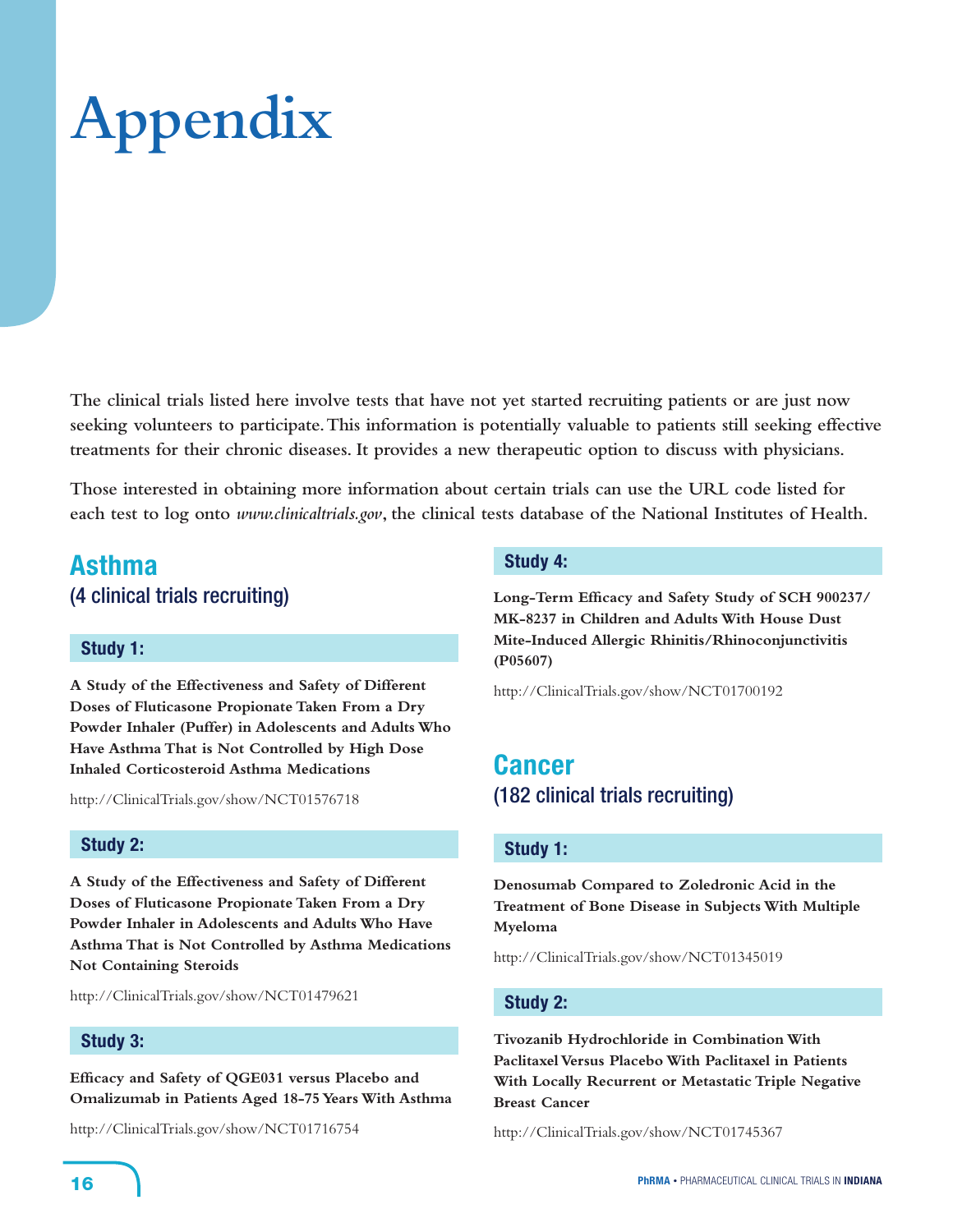# Appendix

The clinical trials listed here involve tests that have not yet started recruiting patients or are just now seeking volunteers to participate. This information is potentially valuable to patients still seeking effective treatments for their chronic diseases. It provides a new therapeutic option to discuss with physicians.

Those interested in obtaining more information about certain trials can use the URL code listed for each test to log onto *www.clinicaltrials.gov*, the clinical tests database of the National Institutes of Health.

## Asthma

(4 clinical trials recruiting)

### Study 1:

**A Study of the Effectiveness and Safety of Different Doses of Fluticasone Propionate Taken From a Dry Powder Inhaler (Puffer) in Adolescents and Adults Who Have Asthma That is Not Controlled by High Dose Inhaled Corticosteroid Asthma Medications**

http://ClinicalTrials.gov/show/NCT01576718

### Study 2:

**A Study of the Effectiveness and Safety of Different Doses of Fluticasone Propionate Taken From a Dry Powder Inhaler in Adolescents and Adults Who Have Asthma That is Not Controlled by Asthma Medications Not Containing Steroids**

http://ClinicalTrials.gov/show/NCT01479621

### Study 3:

**Efficacy and Safety of QGE031 versus Placebo and Omalizumab in Patients Aged 18-75 Years With Asthma**

http://ClinicalTrials.gov/show/NCT01716754

### Study 4:

**Long-Term Efficacy and Safety Study of SCH 900237/ MK-8237 in Children and Adults With House Dust Mite-Induced Allergic Rhinitis/Rhinoconjunctivitis (P05607)**

http://ClinicalTrials.gov/show/NCT01700192

## Cancer

(182 clinical trials recruiting)

### Study 1:

**Denosumab Compared to Zoledronic Acid in the Treatment of Bone Disease in Subjects With Multiple Myeloma**

http://ClinicalTrials.gov/show/NCT01345019

### Study 2:

**Tivozanib Hydrochloride in Combination With Paclitaxel Versus Placebo With Paclitaxel in Patients With Locally Recurrent or Metastatic Triple Negative Breast Cancer**

http://ClinicalTrials.gov/show/NCT01745367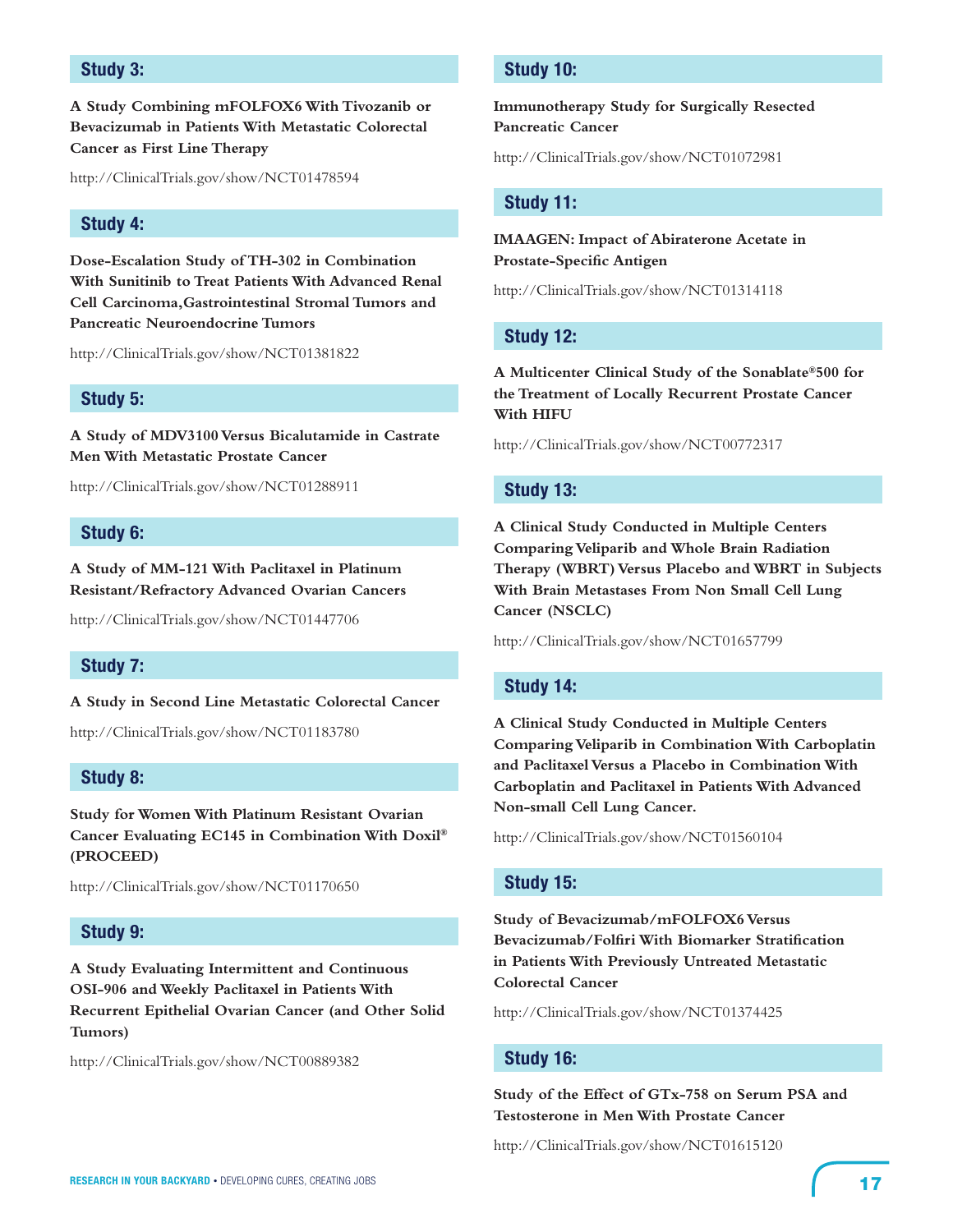## Study 3:

**A Study Combining mFOLFOX6 With Tivozanib or Bevacizumab in Patients With Metastatic Colorectal Cancer as First Line Therapy**

http://ClinicalTrials.gov/show/NCT01478594

## Study 4:

**Dose-Escalation Study of TH-302 in Combination With Sunitinib to Treat Patients With Advanced Renal Cell Carcinoma,Gastrointestinal Stromal Tumors and Pancreatic Neuroendocrine Tumors**

http://ClinicalTrials.gov/show/NCT01381822

## Study 5:

**A Study of MDV3100 Versus Bicalutamide in Castrate Men With Metastatic Prostate Cancer**

http://ClinicalTrials.gov/show/NCT01288911

## Study 6:

**A Study of MM-121 With Paclitaxel in Platinum Resistant/Refractory Advanced Ovarian Cancers**

http://ClinicalTrials.gov/show/NCT01447706

## Study 7:

**A Study in Second Line Metastatic Colorectal Cancer**

http://ClinicalTrials.gov/show/NCT01183780

## Study 8:

**Study for Women With Platinum Resistant Ovarian Cancer Evaluating EC145 in Combination With Doxil® (PROCEED)**

http://ClinicalTrials.gov/show/NCT01170650

## Study 9:

**A Study Evaluating Intermittent and Continuous OSI-906 and Weekly Paclitaxel in Patients With Recurrent Epithelial Ovarian Cancer (and Other Solid Tumors)**

http://ClinicalTrials.gov/show/NCT00889382

## Study 10:

**Immunotherapy Study for Surgically Resected Pancreatic Cancer**

http://ClinicalTrials.gov/show/NCT01072981

## Study 11:

**IMAAGEN: Impact of Abiraterone Acetate in Prostate-Specific Antigen**

http://ClinicalTrials.gov/show/NCT01314118

## Study 12:

**A Multicenter Clinical Study of the Sonablate®500 for the Treatment of Locally Recurrent Prostate Cancer With HIFU**

http://ClinicalTrials.gov/show/NCT00772317

## Study 13:

**A Clinical Study Conducted in Multiple Centers Comparing Veliparib and Whole Brain Radiation Therapy (WBRT) Versus Placebo and WBRT in Subjects With Brain Metastases From Non Small Cell Lung Cancer (NSCLC)**

http://ClinicalTrials.gov/show/NCT01657799

## Study 14:

**A Clinical Study Conducted in Multiple Centers Comparing Veliparib in Combination With Carboplatin and Paclitaxel Versus a Placebo in Combination With Carboplatin and Paclitaxel in Patients With Advanced Non-small Cell Lung Cancer.**

http://ClinicalTrials.gov/show/NCT01560104

## Study 15:

**Study of Bevacizumab/mFOLFOX6 Versus Bevacizumab/Folfiri With Biomarker Stratification in Patients With Previously Untreated Metastatic Colorectal Cancer**

http://ClinicalTrials.gov/show/NCT01374425

## Study 16:

**Study of the Effect of GTx-758 on Serum PSA and Testosterone in Men With Prostate Cancer**

http://ClinicalTrials.gov/show/NCT01615120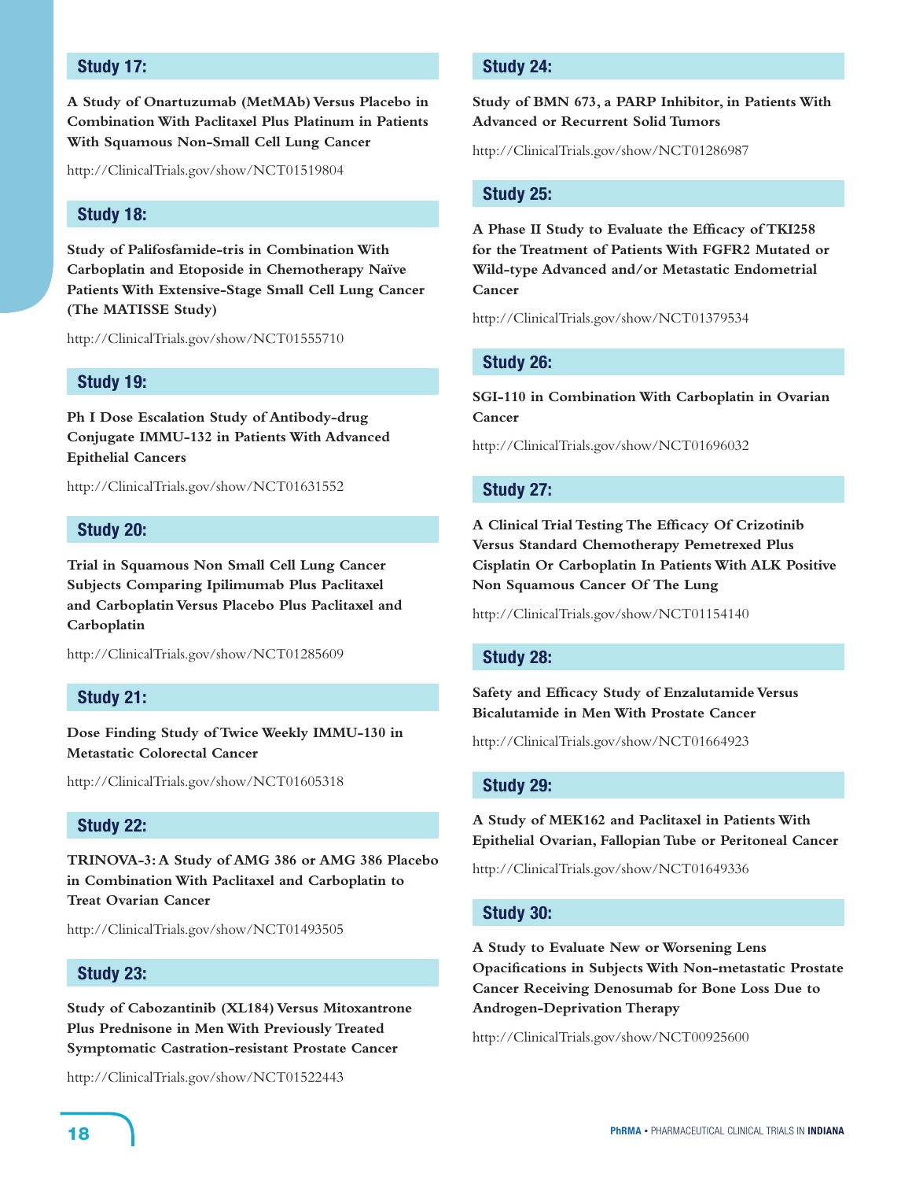## Study 17:

**A Study of Onartuzumab (MetMAb) Versus Placebo in Combination With Paclitaxel Plus Platinum in Patients With Squamous Non-Small Cell Lung Cancer**

http://ClinicalTrials.gov/show/NCT01519804

## Study 18:

**Study of Palifosfamide-tris in Combination With Carboplatin and Etoposide in Chemotherapy Naïve Patients With Extensive-Stage Small Cell Lung Cancer (The MATISSE Study)**

http://ClinicalTrials.gov/show/NCT01555710

## Study 19:

**Ph I Dose Escalation Study of Antibody-drug Conjugate IMMU-132 in Patients With Advanced Epithelial Cancers**

http://ClinicalTrials.gov/show/NCT01631552

## Study 20:

**Trial in Squamous Non Small Cell Lung Cancer Subjects Comparing Ipilimumab Plus Paclitaxel and Carboplatin Versus Placebo Plus Paclitaxel and Carboplatin**

http://ClinicalTrials.gov/show/NCT01285609

## Study 21:

**Dose Finding Study of Twice Weekly IMMU-130 in Metastatic Colorectal Cancer**

http://ClinicalTrials.gov/show/NCT01605318

## Study 22:

**TRINOVA-3: A Study of AMG 386 or AMG 386 Placebo in Combination With Paclitaxel and Carboplatin to Treat Ovarian Cancer**

http://ClinicalTrials.gov/show/NCT01493505

## Study 23:

**Study of Cabozantinib (XL184) Versus Mitoxantrone Plus Prednisone in Men With Previously Treated Symptomatic Castration-resistant Prostate Cancer**

http://ClinicalTrials.gov/show/NCT01522443

## Study 24:

**Study of BMN 673, a PARP Inhibitor, in Patients With Advanced or Recurrent Solid Tumors**

http://ClinicalTrials.gov/show/NCT01286987

## Study 25:

**A Phase II Study to Evaluate the Efficacy of TKI258 for the Treatment of Patients With FGFR2 Mutated or Wild-type Advanced and/or Metastatic Endometrial Cancer**

http://ClinicalTrials.gov/show/NCT01379534

## Study 26:

**SGI-110 in Combination With Carboplatin in Ovarian Cancer**

http://ClinicalTrials.gov/show/NCT01696032

## Study 27:

**A Clinical Trial Testing The Efficacy Of Crizotinib Versus Standard Chemotherapy Pemetrexed Plus Cisplatin Or Carboplatin In Patients With ALK Positive Non Squamous Cancer Of The Lung**

http://ClinicalTrials.gov/show/NCT01154140

## Study 28:

**Safety and Efficacy Study of Enzalutamide Versus Bicalutamide in Men With Prostate Cancer**

http://ClinicalTrials.gov/show/NCT01664923

## Study 29:

**A Study of MEK162 and Paclitaxel in Patients With Epithelial Ovarian, Fallopian Tube or Peritoneal Cancer**

http://ClinicalTrials.gov/show/NCT01649336

## Study 30:

**A Study to Evaluate New or Worsening Lens Opacifications in Subjects With Non-metastatic Prostate Cancer Receiving Denosumab for Bone Loss Due to Androgen-Deprivation Therapy**

http://ClinicalTrials.gov/show/NCT00925600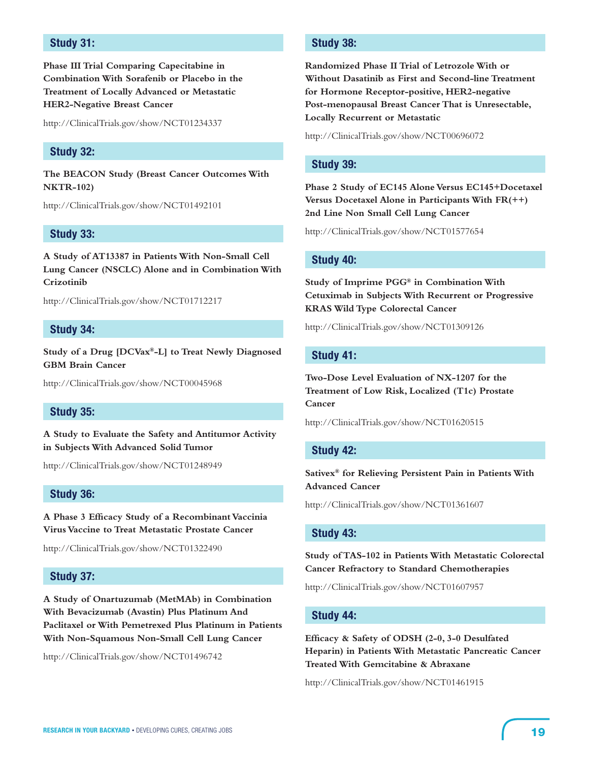## Study 31:

**Phase III Trial Comparing Capecitabine in Combination With Sorafenib or Placebo in the Treatment of Locally Advanced or Metastatic HER2-Negative Breast Cancer**

http://ClinicalTrials.gov/show/NCT01234337

## Study 32:

**The BEACON Study (Breast Cancer Outcomes With NKTR-102)**

http://ClinicalTrials.gov/show/NCT01492101

## Study 33:

**A Study of AT13387 in Patients With Non-Small Cell Lung Cancer (NSCLC) Alone and in Combination With Crizotinib**

http://ClinicalTrials.gov/show/NCT01712217

## Study 34:

**Study of a Drug [DCVax®-L] to Treat Newly Diagnosed GBM Brain Cancer**

http://ClinicalTrials.gov/show/NCT00045968

## Study 35:

**A Study to Evaluate the Safety and Antitumor Activity in Subjects With Advanced Solid Tumor**

http://ClinicalTrials.gov/show/NCT01248949

## Study 36:

**A Phase 3 Efficacy Study of a Recombinant Vaccinia Virus Vaccine to Treat Metastatic Prostate Cancer**

http://ClinicalTrials.gov/show/NCT01322490

## Study 37:

**A Study of Onartuzumab (MetMAb) in Combination With Bevacizumab (Avastin) Plus Platinum And Paclitaxel or With Pemetrexed Plus Platinum in Patients With Non-Squamous Non-Small Cell Lung Cancer**

http://ClinicalTrials.gov/show/NCT01496742

## Study 38:

**Randomized Phase II Trial of Letrozole With or Without Dasatinib as First and Second-line Treatment for Hormone Receptor-positive, HER2-negative Post-menopausal Breast Cancer That is Unresectable, Locally Recurrent or Metastatic**

http://ClinicalTrials.gov/show/NCT00696072

## Study 39:

**Phase 2 Study of EC145 Alone Versus EC145+Docetaxel Versus Docetaxel Alone in Participants With FR(++) 2nd Line Non Small Cell Lung Cancer**

http://ClinicalTrials.gov/show/NCT01577654

## Study 40:

**Study of Imprime PGG® in Combination With Cetuximab in Subjects With Recurrent or Progressive KRAS Wild Type Colorectal Cancer**

http://ClinicalTrials.gov/show/NCT01309126

## Study 41:

**Two-Dose Level Evaluation of NX-1207 for the Treatment of Low Risk, Localized (T1c) Prostate Cancer**

http://ClinicalTrials.gov/show/NCT01620515

## Study 42:

**Sativex® for Relieving Persistent Pain in Patients With Advanced Cancer**

http://ClinicalTrials.gov/show/NCT01361607

## Study 43:

**Study of TAS-102 in Patients With Metastatic Colorectal Cancer Refractory to Standard Chemotherapies**

http://ClinicalTrials.gov/show/NCT01607957

## Study 44:

**Efficacy & Safety of ODSH (2-0, 3-0 Desulfated Heparin) in Patients With Metastatic Pancreatic Cancer Treated With Gemcitabine & Abraxane**

http://ClinicalTrials.gov/show/NCT01461915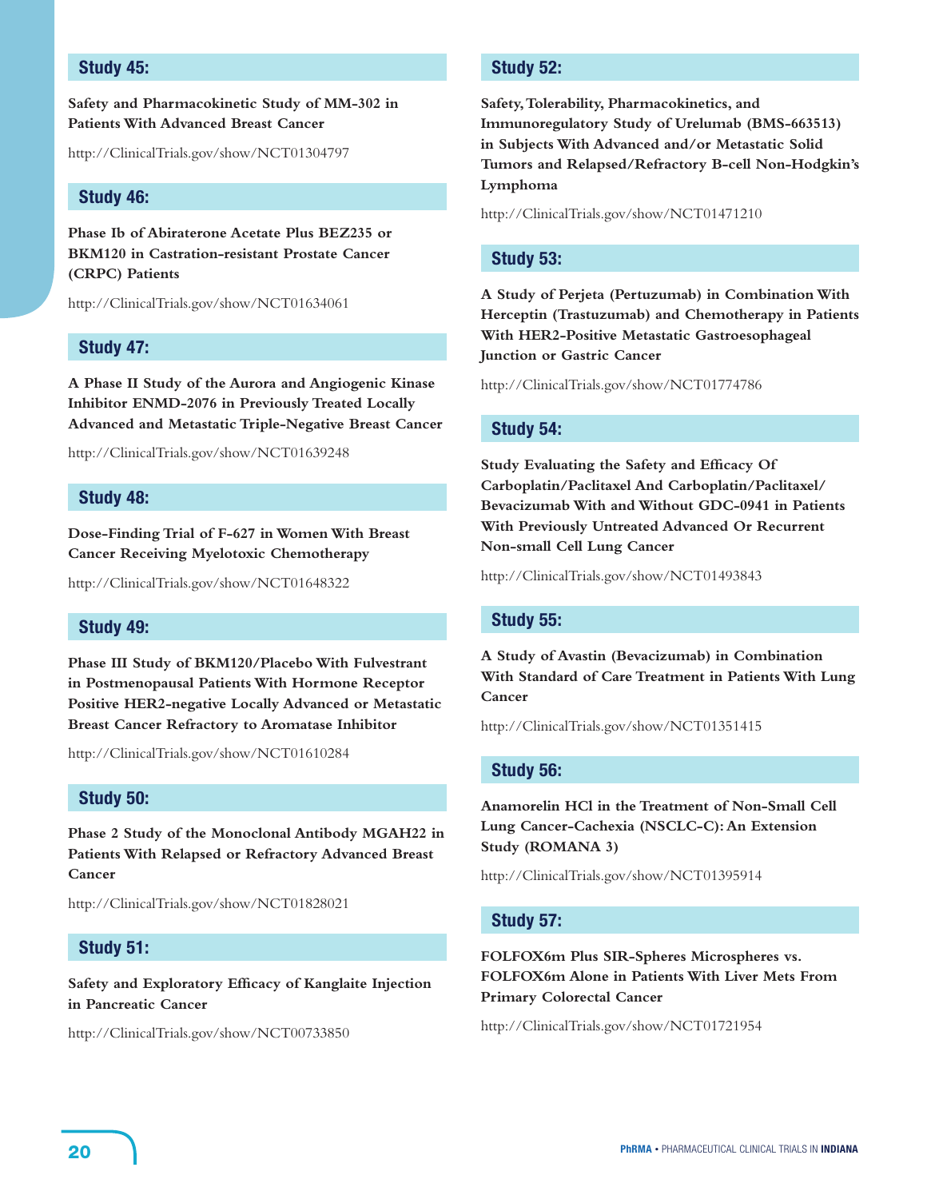### Study 45:

**Safety and Pharmacokinetic Study of MM-302 in Patients With Advanced Breast Cancer**

http://ClinicalTrials.gov/show/NCT01304797

### Study 46:

**Phase Ib of Abiraterone Acetate Plus BEZ235 or BKM120 in Castration-resistant Prostate Cancer (CRPC) Patients**

http://ClinicalTrials.gov/show/NCT01634061

### Study 47:

**A Phase II Study of the Aurora and Angiogenic Kinase Inhibitor ENMD-2076 in Previously Treated Locally Advanced and Metastatic Triple-Negative Breast Cancer**

http://ClinicalTrials.gov/show/NCT01639248

### Study 48:

**Dose-Finding Trial of F-627 in Women With Breast Cancer Receiving Myelotoxic Chemotherapy**

http://ClinicalTrials.gov/show/NCT01648322

### Study 49:

**Phase III Study of BKM120/Placebo With Fulvestrant in Postmenopausal Patients With Hormone Receptor Positive HER2-negative Locally Advanced or Metastatic Breast Cancer Refractory to Aromatase Inhibitor**

http://ClinicalTrials.gov/show/NCT01610284

### Study 50:

**Phase 2 Study of the Monoclonal Antibody MGAH22 in Patients With Relapsed or Refractory Advanced Breast Cancer**

http://ClinicalTrials.gov/show/NCT01828021

### Study 51:

**Safety and Exploratory Efficacy of Kanglaite Injection in Pancreatic Cancer**

http://ClinicalTrials.gov/show/NCT00733850

### Study 52:

**Safety, Tolerability, Pharmacokinetics, and Immunoregulatory Study of Urelumab (BMS-663513) in Subjects With Advanced and/or Metastatic Solid Tumors and Relapsed/Refractory B-cell Non-Hodgkin's Lymphoma**

http://ClinicalTrials.gov/show/NCT01471210

### Study 53:

**A Study of Perjeta (Pertuzumab) in Combination With Herceptin (Trastuzumab) and Chemotherapy in Patients With HER2-Positive Metastatic Gastroesophageal Junction or Gastric Cancer**

http://ClinicalTrials.gov/show/NCT01774786

### Study 54:

**Study Evaluating the Safety and Efficacy Of Carboplatin/Paclitaxel And Carboplatin/Paclitaxel/Bevacizumab With and Without GDC-0941 in Patients With Previously Untreated Advanced Or Recurrent Non-small Cell Lung Cancer**

http://ClinicalTrials.gov/show/NCT01493843

### Study 55:

**A Study of Avastin (Bevacizumab) in Combination With Standard of Care Treatment in Patients With Lung Cancer**

http://ClinicalTrials.gov/show/NCT01351415

### Study 56:

**Anamorelin HCl in the Treatment of Non-Small Cell Lung Cancer-Cachexia (NSCLC-C): An Extension Study (ROMANA 3)**

http://ClinicalTrials.gov/show/NCT01395914

### Study 57:

**FOLFOX6m Plus SIR-Spheres Microspheres vs. FOLFOX6m Alone in Patients With Liver Mets From Primary Colorectal Cancer**

http://ClinicalTrials.gov/show/NCT01721954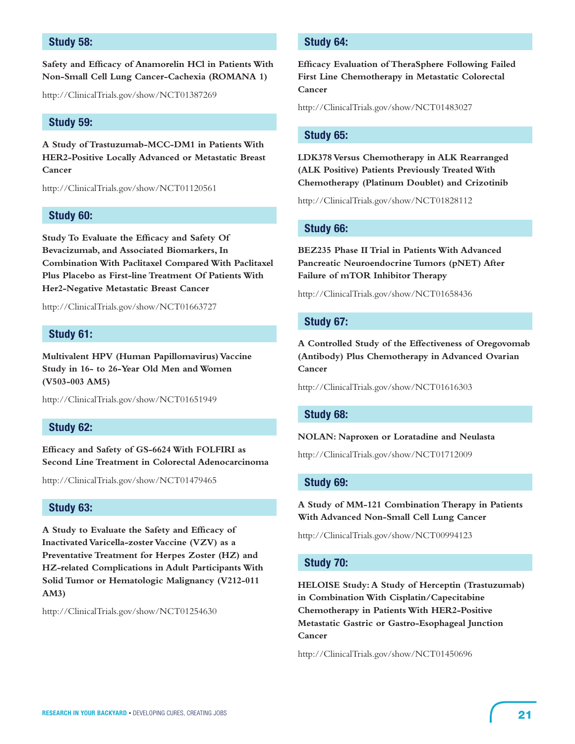## Study 58:

**Safety and Efficacy of Anamorelin HCl in Patients With Non-Small Cell Lung Cancer-Cachexia (ROMANA 1)**

http://ClinicalTrials.gov/show/NCT01387269

## Study 59:

**A Study of Trastuzumab-MCC-DM1 in Patients With HER2-Positive Locally Advanced or Metastatic Breast Cancer**

http://ClinicalTrials.gov/show/NCT01120561

## Study 60:

**Study To Evaluate the Efficacy and Safety Of Bevacizumab, and Associated Biomarkers, In Combination With Paclitaxel Compared With Paclitaxel Plus Placebo as First-line Treatment Of Patients With Her2-Negative Metastatic Breast Cancer**

http://ClinicalTrials.gov/show/NCT01663727

## Study 61:

**Multivalent HPV (Human Papillomavirus) Vaccine Study in 16- to 26-Year Old Men and Women (V503-003 AM5)**

http://ClinicalTrials.gov/show/NCT01651949

## Study 62:

**Efficacy and Safety of GS-6624 With FOLFIRI as Second Line Treatment in Colorectal Adenocarcinoma**

http://ClinicalTrials.gov/show/NCT01479465

## Study 63:

**A Study to Evaluate the Safety and Efficacy of Inactivated Varicella-zoster Vaccine (VZV) as a Preventative Treatment for Herpes Zoster (HZ) and HZ-related Complications in Adult Participants With Solid Tumor or Hematologic Malignancy (V212-011 AM3)**

http://ClinicalTrials.gov/show/NCT01254630

## Study 64:

**Efficacy Evaluation of TheraSphere Following Failed First Line Chemotherapy in Metastatic Colorectal Cancer**

http://ClinicalTrials.gov/show/NCT01483027

## Study 65:

**LDK378 Versus Chemotherapy in ALK Rearranged (ALK Positive) Patients Previously Treated With Chemotherapy (Platinum Doublet) and Crizotinib**

http://ClinicalTrials.gov/show/NCT01828112

## Study 66:

**BEZ235 Phase II Trial in Patients With Advanced Pancreatic Neuroendocrine Tumors (pNET) After Failure of mTOR Inhibitor Therapy**

http://ClinicalTrials.gov/show/NCT01658436

## Study 67:

**A Controlled Study of the Effectiveness of Oregovomab (Antibody) Plus Chemotherapy in Advanced Ovarian Cancer**

http://ClinicalTrials.gov/show/NCT01616303

## Study 68:

**NOLAN: Naproxen or Loratadine and Neulasta**

http://ClinicalTrials.gov/show/NCT01712009

## Study 69:

**A Study of MM-121 Combination Therapy in Patients With Advanced Non-Small Cell Lung Cancer**

http://ClinicalTrials.gov/show/NCT00994123

## Study 70:

**HELOISE Study: A Study of Herceptin (Trastuzumab) in Combination With Cisplatin/Capecitabine Chemotherapy in Patients With HER2-Positive Metastatic Gastric or Gastro-Esophageal Junction Cancer**

http://ClinicalTrials.gov/show/NCT01450696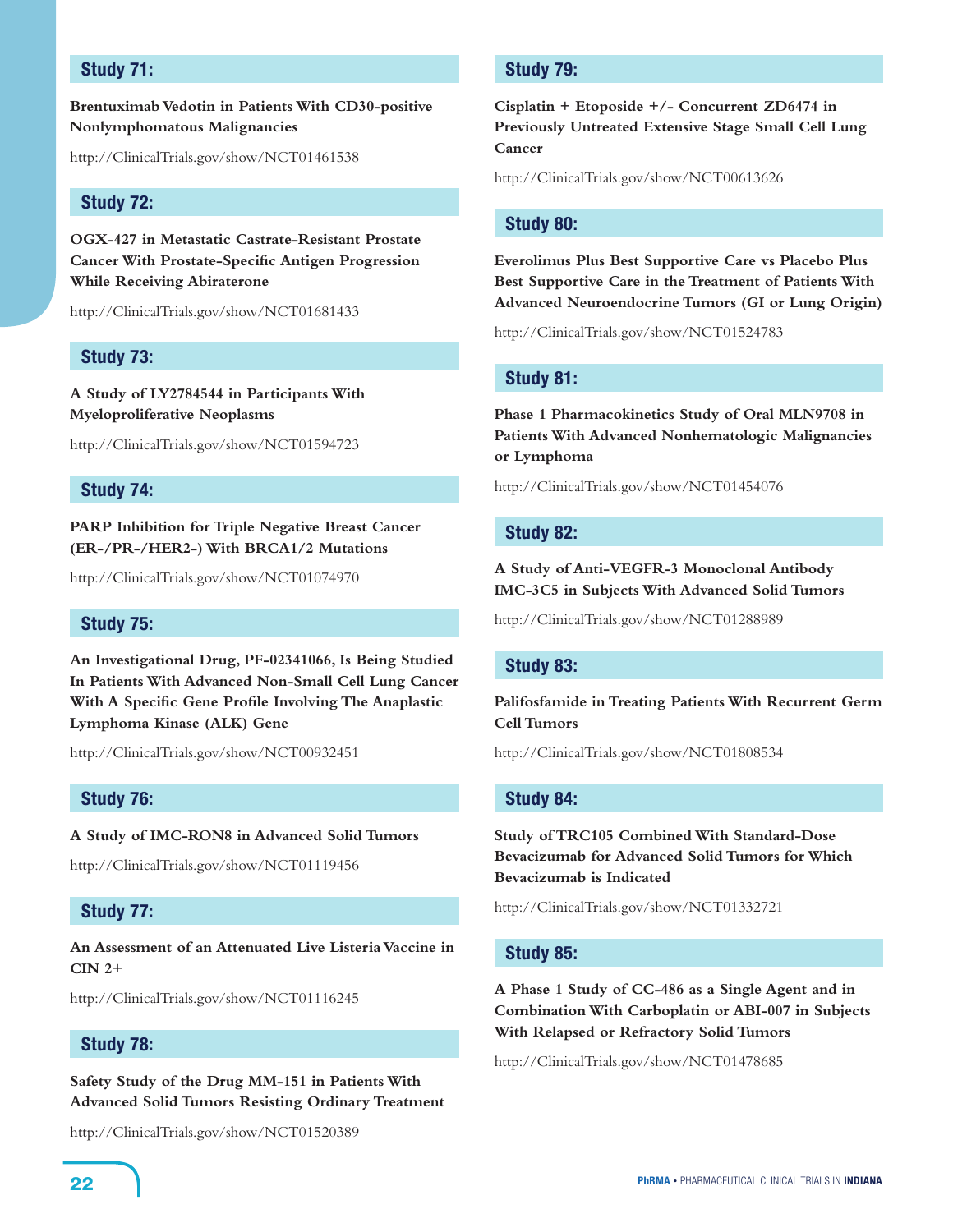### Study 71:

**Brentuximab Vedotin in Patients With CD30-positive Nonlymphomatous Malignancies**

http://ClinicalTrials.gov/show/NCT01461538

### Study 72:

**OGX-427 in Metastatic Castrate-Resistant Prostate Cancer With Prostate-Specific Antigen Progression While Receiving Abiraterone**

http://ClinicalTrials.gov/show/NCT01681433

### Study 73:

**A Study of LY2784544 in Participants With Myeloproliferative Neoplasms**

http://ClinicalTrials.gov/show/NCT01594723

### Study 74:

**PARP Inhibition for Triple Negative Breast Cancer (ER-/PR-/HER2-) With BRCA1/2 Mutations**

http://ClinicalTrials.gov/show/NCT01074970

### Study 75:

**An Investigational Drug, PF-02341066, Is Being Studied In Patients With Advanced Non-Small Cell Lung Cancer With A Specific Gene Profile Involving The Anaplastic Lymphoma Kinase (ALK) Gene**

http://ClinicalTrials.gov/show/NCT00932451

### Study 76:

**A Study of IMC-RON8 in Advanced Solid Tumors**

http://ClinicalTrials.gov/show/NCT01119456

### Study 77:

**An Assessment of an Attenuated Live Listeria Vaccine in CIN 2+**

http://ClinicalTrials.gov/show/NCT01116245

### Study 78:

**Safety Study of the Drug MM-151 in Patients With Advanced Solid Tumors Resisting Ordinary Treatment**

http://ClinicalTrials.gov/show/NCT01520389

### Study 79:

**Cisplatin + Etoposide +/- Concurrent ZD6474 in Previously Untreated Extensive Stage Small Cell Lung Cancer**

http://ClinicalTrials.gov/show/NCT00613626

### Study 80:

**Everolimus Plus Best Supportive Care vs Placebo Plus Best Supportive Care in the Treatment of Patients With Advanced Neuroendocrine Tumors (GI or Lung Origin)**

http://ClinicalTrials.gov/show/NCT01524783

### Study 81:

**Phase 1 Pharmacokinetics Study of Oral MLN9708 in Patients With Advanced Nonhematologic Malignancies or Lymphoma**

http://ClinicalTrials.gov/show/NCT01454076

### Study 82:

**A Study of Anti-VEGFR-3 Monoclonal Antibody IMC-3C5 in Subjects With Advanced Solid Tumors**

http://ClinicalTrials.gov/show/NCT01288989

### Study 83:

**Palifosfamide in Treating Patients With Recurrent Germ Cell Tumors**

http://ClinicalTrials.gov/show/NCT01808534

### Study 84:

**Study of TRC105 Combined With Standard-Dose Bevacizumab for Advanced Solid Tumors for Which Bevacizumab is Indicated**

http://ClinicalTrials.gov/show/NCT01332721

### Study 85:

**A Phase 1 Study of CC-486 as a Single Agent and in Combination With Carboplatin or ABI-007 in Subjects With Relapsed or Refractory Solid Tumors**

http://ClinicalTrials.gov/show/NCT01478685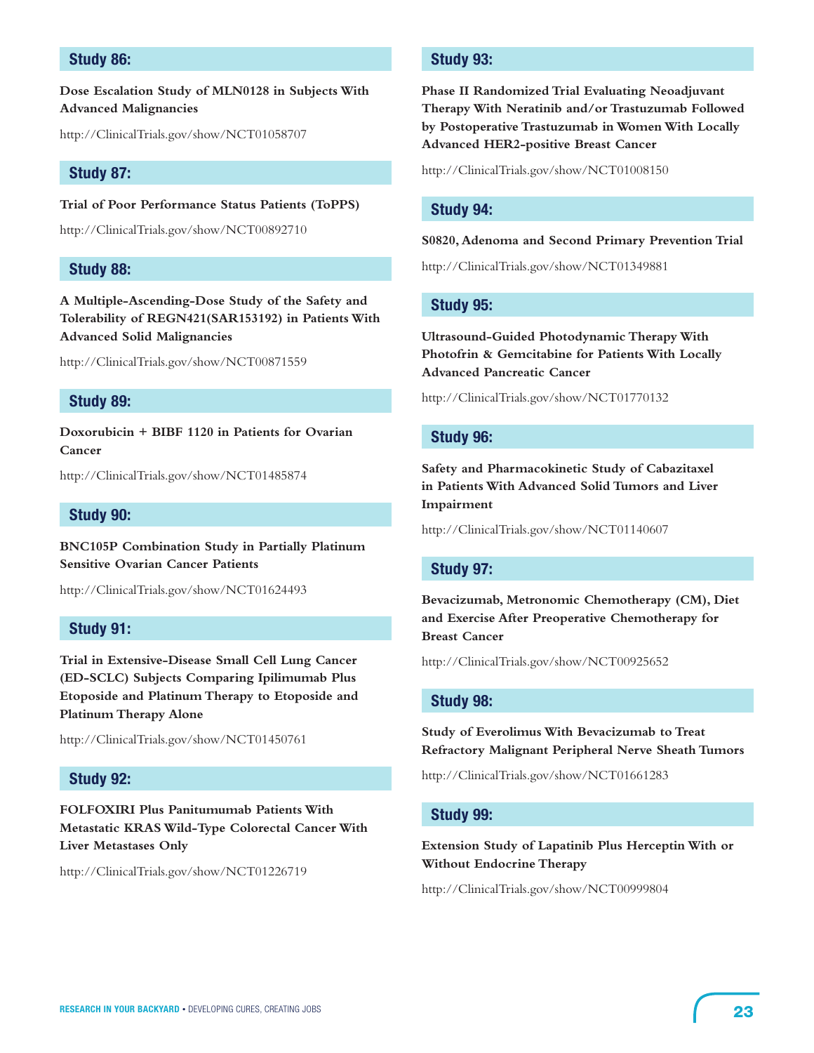## Study 86:

**Dose Escalation Study of MLN0128 in Subjects With Advanced Malignancies**

http://ClinicalTrials.gov/show/NCT01058707

## Study 87:

**Trial of Poor Performance Status Patients (ToPPS)**

http://ClinicalTrials.gov/show/NCT00892710

## Study 88:

**A Multiple-Ascending-Dose Study of the Safety and Tolerability of REGN421(SAR153192) in Patients With Advanced Solid Malignancies**

http://ClinicalTrials.gov/show/NCT00871559

## Study 89:

**Doxorubicin + BIBF 1120 in Patients for Ovarian Cancer**

http://ClinicalTrials.gov/show/NCT01485874

## Study 90:

**BNC105P Combination Study in Partially Platinum Sensitive Ovarian Cancer Patients**

http://ClinicalTrials.gov/show/NCT01624493

## Study 91:

**Trial in Extensive-Disease Small Cell Lung Cancer (ED-SCLC) Subjects Comparing Ipilimumab Plus Etoposide and Platinum Therapy to Etoposide and Platinum Therapy Alone**

http://ClinicalTrials.gov/show/NCT01450761

## Study 92:

**FOLFOXIRI Plus Panitumumab Patients With Metastatic KRAS Wild-Type Colorectal Cancer With Liver Metastases Only**

http://ClinicalTrials.gov/show/NCT01226719

## Study 93:

**Phase II Randomized Trial Evaluating Neoadjuvant Therapy With Neratinib and/or Trastuzumab Followed by Postoperative Trastuzumab in Women With Locally Advanced HER2-positive Breast Cancer**

http://ClinicalTrials.gov/show/NCT01008150

## Study 94:

**S0820, Adenoma and Second Primary Prevention Trial**

http://ClinicalTrials.gov/show/NCT01349881

## Study 95:

**Ultrasound-Guided Photodynamic Therapy With Photofrin & Gemcitabine for Patients With Locally Advanced Pancreatic Cancer**

http://ClinicalTrials.gov/show/NCT01770132

## Study 96:

**Safety and Pharmacokinetic Study of Cabazitaxel in Patients With Advanced Solid Tumors and Liver Impairment**

http://ClinicalTrials.gov/show/NCT01140607

## Study 97:

**Bevacizumab, Metronomic Chemotherapy (CM), Diet and Exercise After Preoperative Chemotherapy for Breast Cancer**

http://ClinicalTrials.gov/show/NCT00925652

## Study 98:

**Study of Everolimus With Bevacizumab to Treat Refractory Malignant Peripheral Nerve Sheath Tumors**

http://ClinicalTrials.gov/show/NCT01661283

## Study 99:

**Extension Study of Lapatinib Plus Herceptin With or Without Endocrine Therapy**

http://ClinicalTrials.gov/show/NCT00999804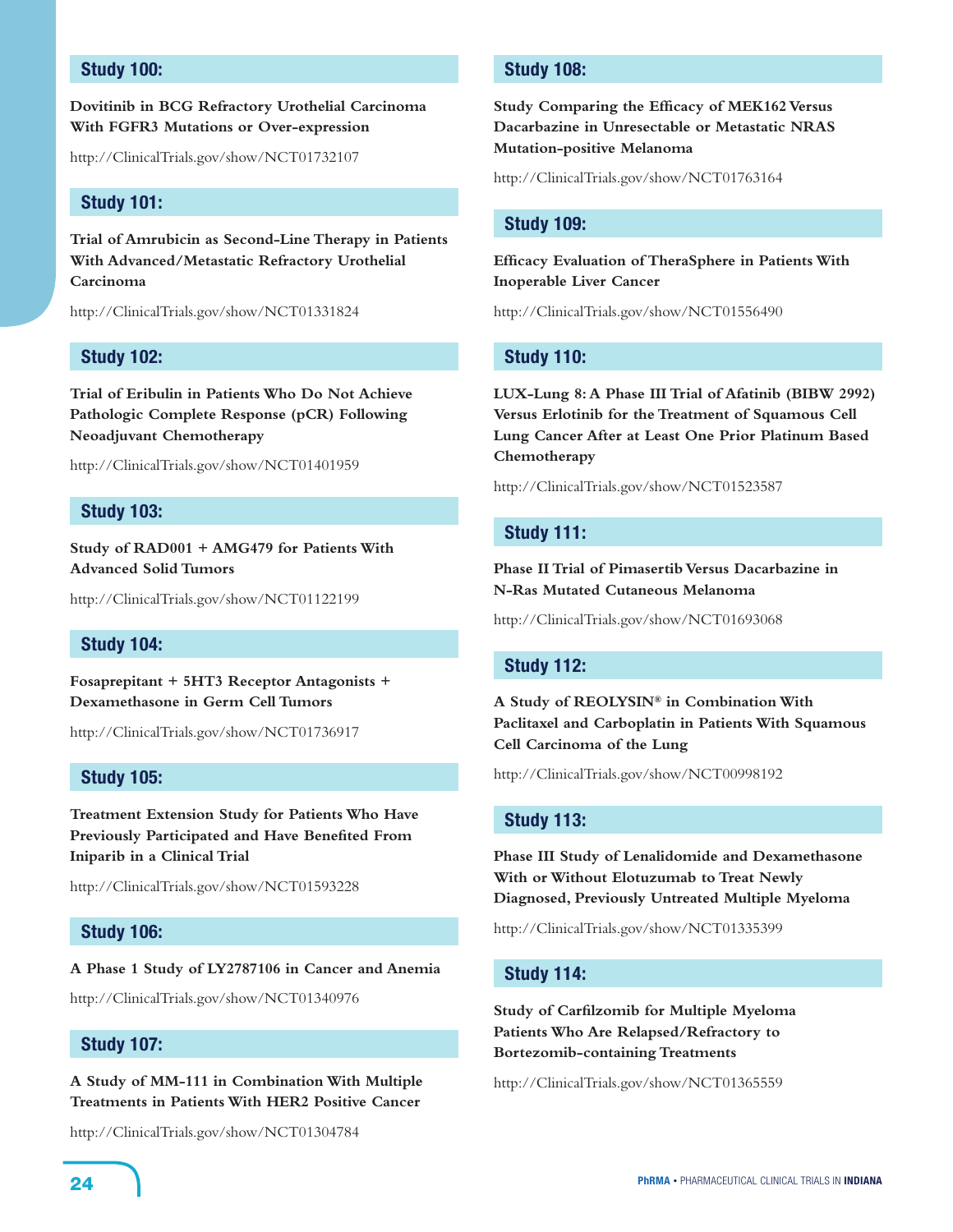### Study 100:

**Dovitinib in BCG Refractory Urothelial Carcinoma With FGFR3 Mutations or Over-expression**

http://ClinicalTrials.gov/show/NCT01732107

### Study 101:

**Trial of Amrubicin as Second-Line Therapy in Patients With Advanced/Metastatic Refractory Urothelial Carcinoma**

http://ClinicalTrials.gov/show/NCT01331824

### Study 102:

**Trial of Eribulin in Patients Who Do Not Achieve Pathologic Complete Response (pCR) Following Neoadjuvant Chemotherapy**

http://ClinicalTrials.gov/show/NCT01401959

### Study 103:

**Study of RAD001 + AMG479 for Patients With Advanced Solid Tumors**

http://ClinicalTrials.gov/show/NCT01122199

### Study 104:

**Fosaprepitant + 5HT3 Receptor Antagonists + Dexamethasone in Germ Cell Tumors**

http://ClinicalTrials.gov/show/NCT01736917

### Study 105:

**Treatment Extension Study for Patients Who Have Previously Participated and Have Benefited From Iniparib in a Clinical Trial**

http://ClinicalTrials.gov/show/NCT01593228

### Study 106:

**A Phase 1 Study of LY2787106 in Cancer and Anemia**

http://ClinicalTrials.gov/show/NCT01340976

### Study 107:

**A Study of MM-111 in Combination With Multiple Treatments in Patients With HER2 Positive Cancer**

http://ClinicalTrials.gov/show/NCT01304784

### Study 108:

**Study Comparing the Efficacy of MEK162 Versus Dacarbazine in Unresectable or Metastatic NRAS Mutation-positive Melanoma**

http://ClinicalTrials.gov/show/NCT01763164

### Study 109:

**Efficacy Evaluation of TheraSphere in Patients With Inoperable Liver Cancer**

http://ClinicalTrials.gov/show/NCT01556490

### Study 110:

**LUX-Lung 8: A Phase III Trial of Afatinib (BIBW 2992) Versus Erlotinib for the Treatment of Squamous Cell Lung Cancer After at Least One Prior Platinum Based Chemotherapy**

http://ClinicalTrials.gov/show/NCT01523587

### Study 111:

**Phase II Trial of Pimasertib Versus Dacarbazine in N-Ras Mutated Cutaneous Melanoma**

http://ClinicalTrials.gov/show/NCT01693068

### Study 112:

**A Study of REOLYSIN® in Combination With Paclitaxel and Carboplatin in Patients With Squamous Cell Carcinoma of the Lung**

http://ClinicalTrials.gov/show/NCT00998192

### Study 113:

**Phase III Study of Lenalidomide and Dexamethasone With or Without Elotuzumab to Treat Newly Diagnosed, Previously Untreated Multiple Myeloma**

http://ClinicalTrials.gov/show/NCT01335399

### Study 114:

**Study of Carfilzomib for Multiple Myeloma Patients Who Are Relapsed/Refractory to Bortezomib-containing Treatments**

http://ClinicalTrials.gov/show/NCT01365559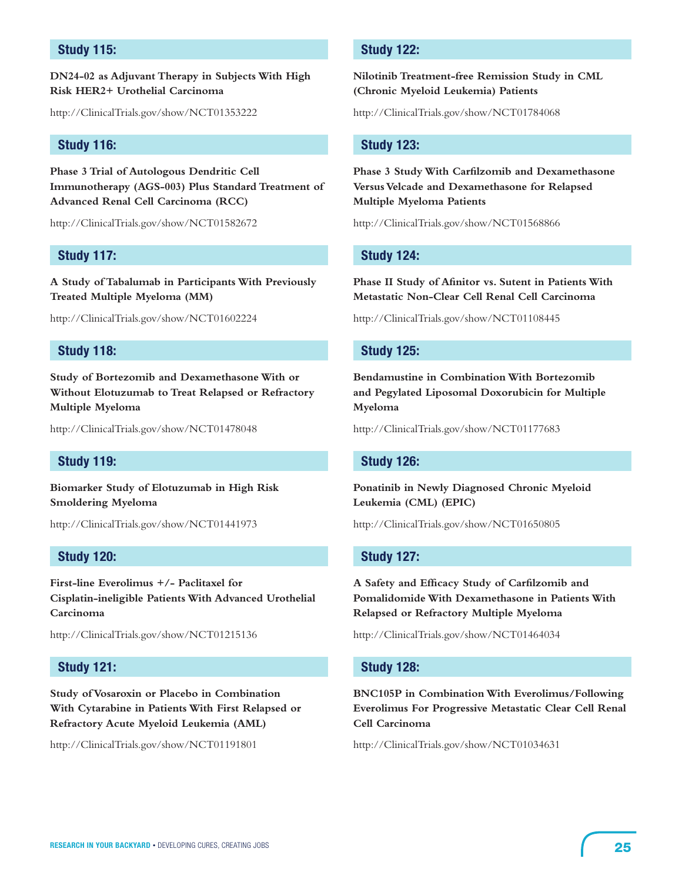## Study 115:

**DN24-02 as Adjuvant Therapy in Subjects With High Risk HER2+ Urothelial Carcinoma**

http://ClinicalTrials.gov/show/NCT01353222

## Study 116:

**Phase 3 Trial of Autologous Dendritic Cell Immunotherapy (AGS-003) Plus Standard Treatment of Advanced Renal Cell Carcinoma (RCC)**

http://ClinicalTrials.gov/show/NCT01582672

## Study 117:

**A Study of Tabalumab in Participants With Previously Treated Multiple Myeloma (MM)**

http://ClinicalTrials.gov/show/NCT01602224

## Study 118:

**Study of Bortezomib and Dexamethasone With or Without Elotuzumab to Treat Relapsed or Refractory Multiple Myeloma**

http://ClinicalTrials.gov/show/NCT01478048

## Study 119:

**Biomarker Study of Elotuzumab in High Risk Smoldering Myeloma**

http://ClinicalTrials.gov/show/NCT01441973

## Study 120:

**First-line Everolimus +/- Paclitaxel for Cisplatin-ineligible Patients With Advanced Urothelial Carcinoma**

http://ClinicalTrials.gov/show/NCT01215136

## Study 121:

**Study of Vosaroxin or Placebo in Combination With Cytarabine in Patients With First Relapsed or Refractory Acute Myeloid Leukemia (AML)**

http://ClinicalTrials.gov/show/NCT01191801

## Study 122:

**Nilotinib Treatment-free Remission Study in CML (Chronic Myeloid Leukemia) Patients**

http://ClinicalTrials.gov/show/NCT01784068

## Study 123:

**Phase 3 Study With Carfilzomib and Dexamethasone Versus Velcade and Dexamethasone for Relapsed Multiple Myeloma Patients**

http://ClinicalTrials.gov/show/NCT01568866

## Study 124:

**Phase II Study of Afinitor vs. Sutent in Patients With Metastatic Non-Clear Cell Renal Cell Carcinoma**

http://ClinicalTrials.gov/show/NCT01108445

## Study 125:

**Bendamustine in Combination With Bortezomib and Pegylated Liposomal Doxorubicin for Multiple Myeloma**

http://ClinicalTrials.gov/show/NCT01177683

## Study 126:

**Ponatinib in Newly Diagnosed Chronic Myeloid Leukemia (CML) (EPIC)**

http://ClinicalTrials.gov/show/NCT01650805

## Study 127:

**A Safety and Efficacy Study of Carfilzomib and Pomalidomide With Dexamethasone in Patients With Relapsed or Refractory Multiple Myeloma**

http://ClinicalTrials.gov/show/NCT01464034

## Study 128:

**BNC105P in Combination With Everolimus/Following Everolimus For Progressive Metastatic Clear Cell Renal Cell Carcinoma**

http://ClinicalTrials.gov/show/NCT01034631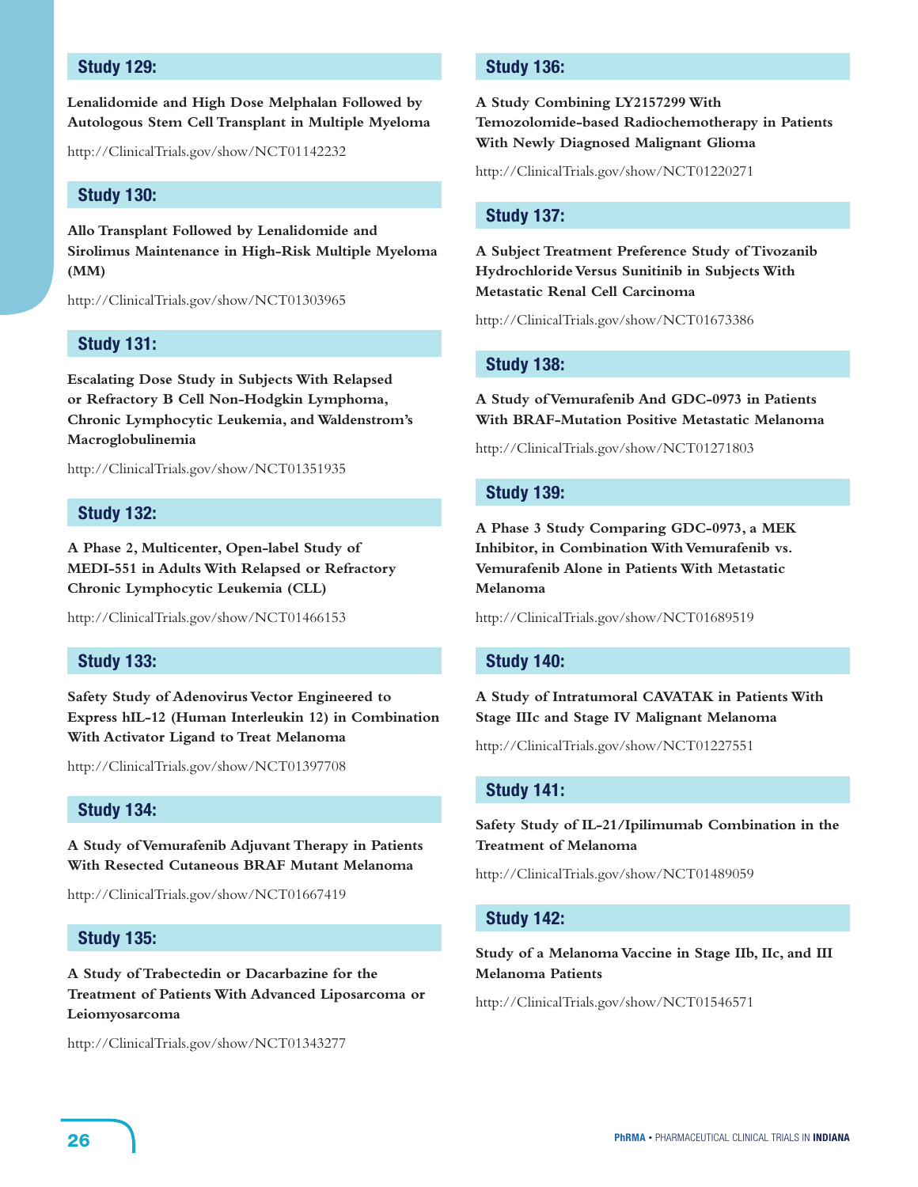## Study 129:

**Lenalidomide and High Dose Melphalan Followed by Autologous Stem Cell Transplant in Multiple Myeloma**

http://ClinicalTrials.gov/show/NCT01142232

## Study 130:

**Allo Transplant Followed by Lenalidomide and Sirolimus Maintenance in High-Risk Multiple Myeloma (MM)**

http://ClinicalTrials.gov/show/NCT01303965

## Study 131:

**Escalating Dose Study in Subjects With Relapsed or Refractory B Cell Non-Hodgkin Lymphoma, Chronic Lymphocytic Leukemia, and Waldenstrom's Macroglobulinemia**

http://ClinicalTrials.gov/show/NCT01351935

## Study 132:

**A Phase 2, Multicenter, Open-label Study of MEDI-551 in Adults With Relapsed or Refractory Chronic Lymphocytic Leukemia (CLL)**

http://ClinicalTrials.gov/show/NCT01466153

## Study 133:

**Safety Study of Adenovirus Vector Engineered to Express hIL-12 (Human Interleukin 12) in Combination With Activator Ligand to Treat Melanoma**

http://ClinicalTrials.gov/show/NCT01397708

## Study 134:

**A Study of Vemurafenib Adjuvant Therapy in Patients With Resected Cutaneous BRAF Mutant Melanoma**

http://ClinicalTrials.gov/show/NCT01667419

## Study 135:

**A Study of Trabectedin or Dacarbazine for the Treatment of Patients With Advanced Liposarcoma or Leiomyosarcoma**

http://ClinicalTrials.gov/show/NCT01343277

## Study 136:

**A Study Combining LY2157299 With Temozolomide-based Radiochemotherapy in Patients With Newly Diagnosed Malignant Glioma**

http://ClinicalTrials.gov/show/NCT01220271

## Study 137:

**A Subject Treatment Preference Study of Tivozanib Hydrochloride Versus Sunitinib in Subjects With Metastatic Renal Cell Carcinoma**

http://ClinicalTrials.gov/show/NCT01673386

## Study 138:

**A Study of Vemurafenib And GDC-0973 in Patients With BRAF-Mutation Positive Metastatic Melanoma**

http://ClinicalTrials.gov/show/NCT01271803

## Study 139:

**A Phase 3 Study Comparing GDC-0973, a MEK Inhibitor, in Combination With Vemurafenib vs. Vemurafenib Alone in Patients With Metastatic Melanoma**

http://ClinicalTrials.gov/show/NCT01689519

## Study 140:

**A Study of Intratumoral CAVATAK in Patients With Stage IIIc and Stage IV Malignant Melanoma**

http://ClinicalTrials.gov/show/NCT01227551

## Study 141:

**Safety Study of IL-21/Ipilimumab Combination in the Treatment of Melanoma**

http://ClinicalTrials.gov/show/NCT01489059

## Study 142:

**Study of a Melanoma Vaccine in Stage IIb, IIc, and III Melanoma Patients**

http://ClinicalTrials.gov/show/NCT01546571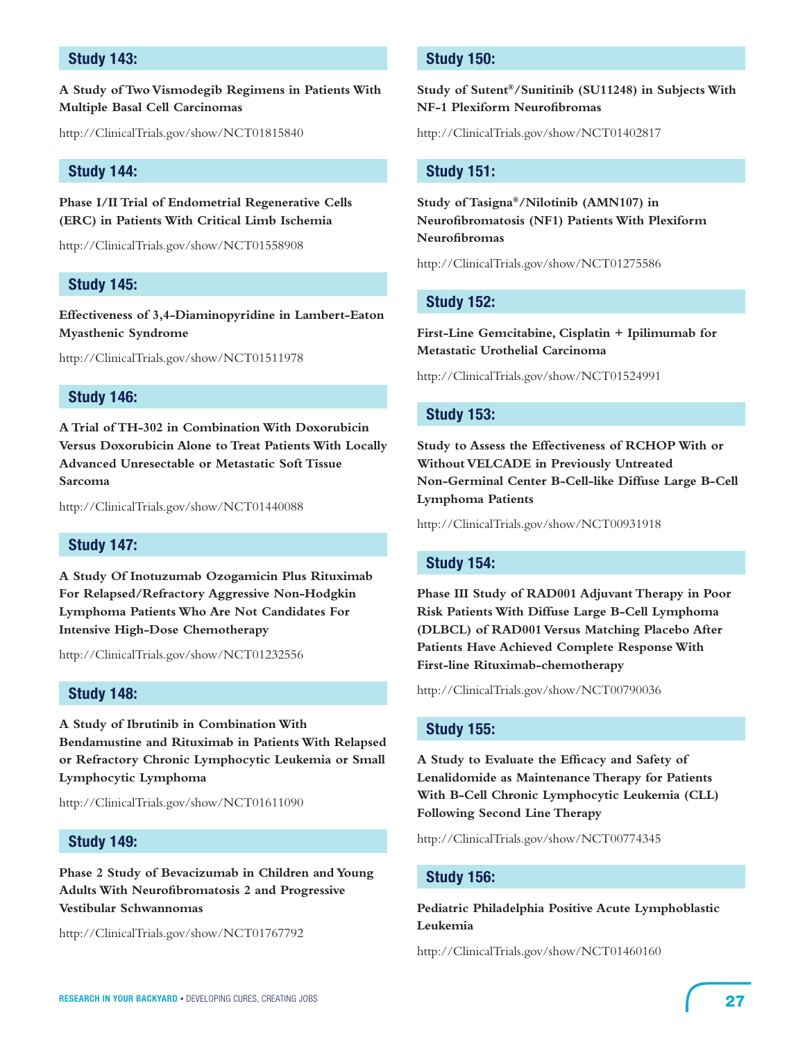## Study 143:

**A Study of Two Vismodegib Regimens in Patients With Multiple Basal Cell Carcinomas**

http://ClinicalTrials.gov/show/NCT01815840

## Study 144:

**Phase I/II Trial of Endometrial Regenerative Cells (ERC) in Patients With Critical Limb Ischemia**

http://ClinicalTrials.gov/show/NCT01558908

## Study 145:

**Effectiveness of 3,4-Diaminopyridine in Lambert-Eaton Myasthenic Syndrome**

http://ClinicalTrials.gov/show/NCT01511978

## Study 146:

**A Trial of TH-302 in Combination With Doxorubicin Versus Doxorubicin Alone to Treat Patients With Locally Advanced Unresectable or Metastatic Soft Tissue Sarcoma**

http://ClinicalTrials.gov/show/NCT01440088

## Study 147:

**A Study Of Inotuzumab Ozogamicin Plus Rituximab For Relapsed/Refractory Aggressive Non-Hodgkin Lymphoma Patients Who Are Not Candidates For Intensive High-Dose Chemotherapy**

http://ClinicalTrials.gov/show/NCT01232556

## Study 148:

**A Study of Ibrutinib in Combination With Bendamustine and Rituximab in Patients With Relapsed or Refractory Chronic Lymphocytic Leukemia or Small Lymphocytic Lymphoma**

http://ClinicalTrials.gov/show/NCT01611090

## Study 149:

**Phase 2 Study of Bevacizumab in Children and Young Adults With Neurofibromatosis 2 and Progressive Vestibular Schwannomas**

http://ClinicalTrials.gov/show/NCT01767792

## Study 150:

**Study of Sutent®/Sunitinib (SU11248) in Subjects With NF-1 Plexiform Neurofibromas**

http://ClinicalTrials.gov/show/NCT01402817

## Study 151:

**Study of Tasigna®/Nilotinib (AMN107) in Neurofibromatosis (NF1) Patients With Plexiform Neurofibromas**

http://ClinicalTrials.gov/show/NCT01275586

## Study 152:

**First-Line Gemcitabine, Cisplatin + Ipilimumab for Metastatic Urothelial Carcinoma**

http://ClinicalTrials.gov/show/NCT01524991

## Study 153:

**Study to Assess the Effectiveness of RCHOP With or Without VELCADE in Previously Untreated Non-Germinal Center B-Cell-like Diffuse Large B-Cell Lymphoma Patients**

http://ClinicalTrials.gov/show/NCT00931918

## Study 154:

**Phase III Study of RAD001 Adjuvant Therapy in Poor Risk Patients With Diffuse Large B-Cell Lymphoma (DLBCL) of RAD001 Versus Matching Placebo After Patients Have Achieved Complete Response With First-line Rituximab-chemotherapy**

http://ClinicalTrials.gov/show/NCT00790036

## Study 155:

**A Study to Evaluate the Efficacy and Safety of Lenalidomide as Maintenance Therapy for Patients With B-Cell Chronic Lymphocytic Leukemia (CLL) Following Second Line Therapy**

http://ClinicalTrials.gov/show/NCT00774345

## Study 156:

**Pediatric Philadelphia Positive Acute Lymphoblastic Leukemia**

http://ClinicalTrials.gov/show/NCT01460160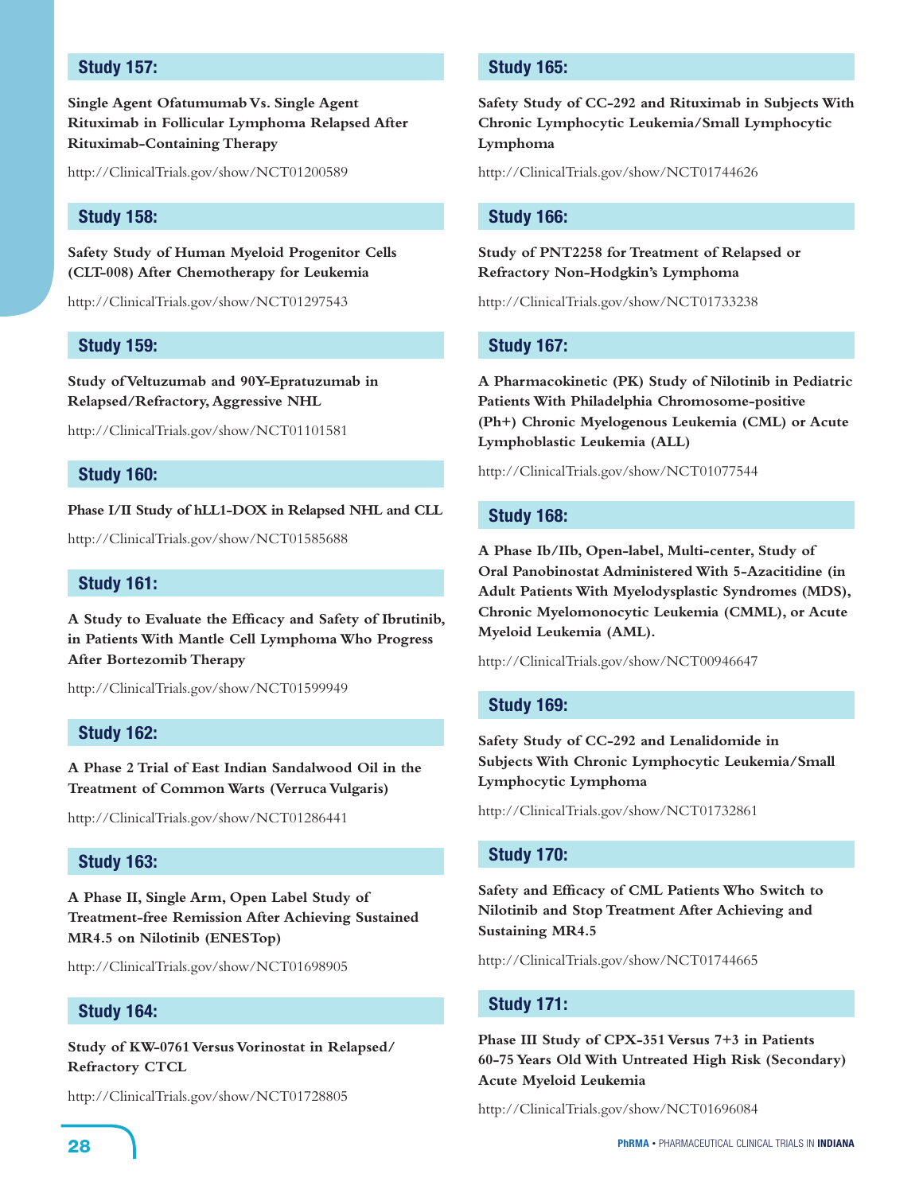## Study 157:

**Single Agent Ofatumumab Vs. Single Agent Rituximab in Follicular Lymphoma Relapsed After Rituximab-Containing Therapy**

http://ClinicalTrials.gov/show/NCT01200589

## Study 158:

**Safety Study of Human Myeloid Progenitor Cells (CLT-008) After Chemotherapy for Leukemia**

http://ClinicalTrials.gov/show/NCT01297543

## Study 159:

**Study of Veltuzumab and 90Y-Epratuzumab in Relapsed/Refractory, Aggressive NHL**

http://ClinicalTrials.gov/show/NCT01101581

## Study 160:

**Phase I/II Study of hLL1-DOX in Relapsed NHL and CLL**

http://ClinicalTrials.gov/show/NCT01585688

## Study 161:

**A Study to Evaluate the Efficacy and Safety of Ibrutinib, in Patients With Mantle Cell Lymphoma Who Progress After Bortezomib Therapy**

http://ClinicalTrials.gov/show/NCT01599949

## Study 162:

**A Phase 2 Trial of East Indian Sandalwood Oil in the Treatment of Common Warts (Verruca Vulgaris)**

http://ClinicalTrials.gov/show/NCT01286441

## Study 163:

**A Phase II, Single Arm, Open Label Study of Treatment-free Remission After Achieving Sustained MR4.5 on Nilotinib (ENESTop)**

http://ClinicalTrials.gov/show/NCT01698905

## Study 164:

**Study of KW-0761 Versus Vorinostat in Relapsed/ Refractory CTCL**

http://ClinicalTrials.gov/show/NCT01728805

## Study 165:

**Safety Study of CC-292 and Rituximab in Subjects With Chronic Lymphocytic Leukemia/Small Lymphocytic Lymphoma**

http://ClinicalTrials.gov/show/NCT01744626

## Study 166:

**Study of PNT2258 for Treatment of Relapsed or Refractory Non-Hodgkin's Lymphoma**

http://ClinicalTrials.gov/show/NCT01733238

## Study 167:

**A Pharmacokinetic (PK) Study of Nilotinib in Pediatric Patients With Philadelphia Chromosome-positive (Ph+) Chronic Myelogenous Leukemia (CML) or Acute Lymphoblastic Leukemia (ALL)**

http://ClinicalTrials.gov/show/NCT01077544

## Study 168:

**A Phase Ib/IIb, Open-label, Multi-center, Study of Oral Panobinostat Administered With 5-Azacitidine (in Adult Patients With Myelodysplastic Syndromes (MDS), Chronic Myelomonocytic Leukemia (CMML), or Acute Myeloid Leukemia (AML).**

http://ClinicalTrials.gov/show/NCT00946647

## Study 169:

**Safety Study of CC-292 and Lenalidomide in Subjects With Chronic Lymphocytic Leukemia/Small Lymphocytic Lymphoma**

http://ClinicalTrials.gov/show/NCT01732861

## Study 170:

**Safety and Efficacy of CML Patients Who Switch to Nilotinib and Stop Treatment After Achieving and Sustaining MR4.5**

http://ClinicalTrials.gov/show/NCT01744665

## Study 171:

**Phase III Study of CPX-351 Versus 7+3 in Patients 60-75 Years Old With Untreated High Risk (Secondary) Acute Myeloid Leukemia**

http://ClinicalTrials.gov/show/NCT01696084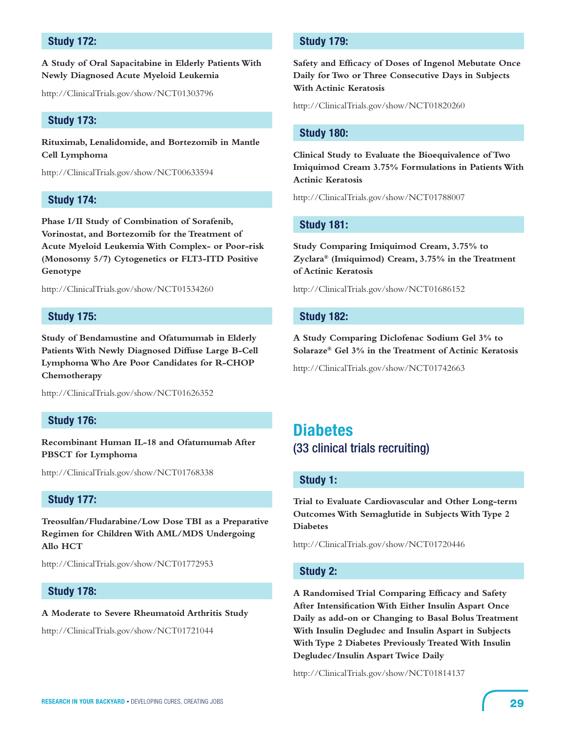### Study 172:

**A Study of Oral Sapacitabine in Elderly Patients With Newly Diagnosed Acute Myeloid Leukemia**

http://ClinicalTrials.gov/show/NCT01303796

### Study 173:

**Rituximab, Lenalidomide, and Bortezomib in Mantle Cell Lymphoma**

http://ClinicalTrials.gov/show/NCT00633594

### Study 174:

**Phase I/II Study of Combination of Sorafenib, Vorinostat, and Bortezomib for the Treatment of Acute Myeloid Leukemia With Complex- or Poor-risk (Monosomy 5/7) Cytogenetics or FLT3-ITD Positive Genotype**

http://ClinicalTrials.gov/show/NCT01534260

### Study 175:

**Study of Bendamustine and Ofatumumab in Elderly Patients With Newly Diagnosed Diffuse Large B-Cell Lymphoma Who Are Poor Candidates for R-CHOP Chemotherapy**

http://ClinicalTrials.gov/show/NCT01626352

### Study 176:

**Recombinant Human IL-18 and Ofatumumab After PBSCT for Lymphoma**

http://ClinicalTrials.gov/show/NCT01768338

### Study 177:

**Treosulfan/Fludarabine/Low Dose TBI as a Preparative Regimen for Children With AML/MDS Undergoing Allo HCT**

http://ClinicalTrials.gov/show/NCT01772953

### Study 178:

**A Moderate to Severe Rheumatoid Arthritis Study**

http://ClinicalTrials.gov/show/NCT01721044

### Study 179:

**Safety and Efficacy of Doses of Ingenol Mebutate Once Daily for Two or Three Consecutive Days in Subjects With Actinic Keratosis**

http://ClinicalTrials.gov/show/NCT01820260

### Study 180:

**Clinical Study to Evaluate the Bioequivalence of Two Imiquimod Cream 3.75% Formulations in Patients With Actinic Keratosis**

http://ClinicalTrials.gov/show/NCT01788007

### Study 181:

**Study Comparing Imiquimod Cream, 3.75% to Zyclara® (Imiquimod) Cream, 3.75% in the Treatment of Actinic Keratosis**

http://ClinicalTrials.gov/show/NCT01686152

### Study 182:

**A Study Comparing Diclofenac Sodium Gel 3% to Solaraze® Gel 3% in the Treatment of Actinic Keratosis**

http://ClinicalTrials.gov/show/NCT01742663

## Diabetes

(33 clinical trials recruiting)

### Study 1:

**Trial to Evaluate Cardiovascular and Other Long-term Outcomes With Semaglutide in Subjects With Type 2 Diabetes**

http://ClinicalTrials.gov/show/NCT01720446

### Study 2:

**A Randomised Trial Comparing Efficacy and Safety After Intensification With Either Insulin Aspart Once Daily as add-on or Changing to Basal Bolus Treatment With Insulin Degludec and Insulin Aspart in Subjects With Type 2 Diabetes Previously Treated With Insulin Degludec/Insulin Aspart Twice Daily**

http://ClinicalTrials.gov/show/NCT01814137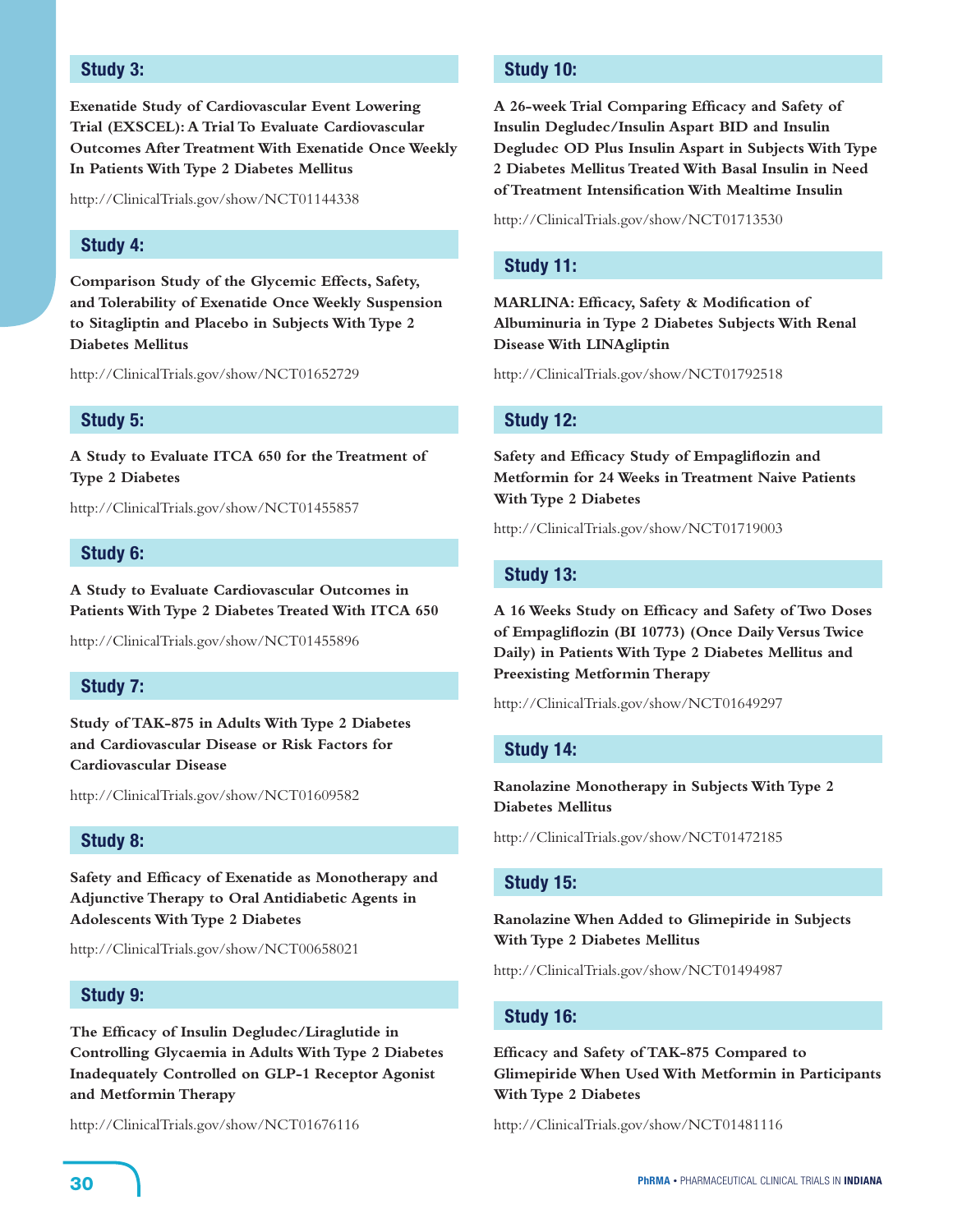### Study 3:

**Exenatide Study of Cardiovascular Event Lowering Trial (EXSCEL): A Trial To Evaluate Cardiovascular Outcomes After Treatment With Exenatide Once Weekly In Patients With Type 2 Diabetes Mellitus**

http://ClinicalTrials.gov/show/NCT01144338

### Study 4:

**Comparison Study of the Glycemic Effects, Safety, and Tolerability of Exenatide Once Weekly Suspension to Sitagliptin and Placebo in Subjects With Type 2 Diabetes Mellitus**

http://ClinicalTrials.gov/show/NCT01652729

### Study 5:

**A Study to Evaluate ITCA 650 for the Treatment of Type 2 Diabetes**

http://ClinicalTrials.gov/show/NCT01455857

### Study 6:

**A Study to Evaluate Cardiovascular Outcomes in Patients With Type 2 Diabetes Treated With ITCA 650**

http://ClinicalTrials.gov/show/NCT01455896

### Study 7:

**Study of TAK-875 in Adults With Type 2 Diabetes and Cardiovascular Disease or Risk Factors for Cardiovascular Disease**

http://ClinicalTrials.gov/show/NCT01609582

### Study 8:

**Safety and Efficacy of Exenatide as Monotherapy and Adjunctive Therapy to Oral Antidiabetic Agents in Adolescents With Type 2 Diabetes**

http://ClinicalTrials.gov/show/NCT00658021

### Study 9:

**The Efficacy of Insulin Degludec/Liraglutide in Controlling Glycaemia in Adults With Type 2 Diabetes Inadequately Controlled on GLP-1 Receptor Agonist and Metformin Therapy**

http://ClinicalTrials.gov/show/NCT01676116

### Study 10:

**A 26-week Trial Comparing Efficacy and Safety of Insulin Degludec/Insulin Aspart BID and Insulin Degludec OD Plus Insulin Aspart in Subjects With Type 2 Diabetes Mellitus Treated With Basal Insulin in Need of Treatment Intensification With Mealtime Insulin**

http://ClinicalTrials.gov/show/NCT01713530

### Study 11:

**MARLINA: Efficacy, Safety & Modification of Albuminuria in Type 2 Diabetes Subjects With Renal Disease With LINAgliptin**

http://ClinicalTrials.gov/show/NCT01792518

### Study 12:

**Safety and Efficacy Study of Empagliflozin and Metformin for 24 Weeks in Treatment Naive Patients With Type 2 Diabetes**

http://ClinicalTrials.gov/show/NCT01719003

### Study 13:

**A 16 Weeks Study on Efficacy and Safety of Two Doses of Empagliflozin (BI 10773) (Once Daily Versus Twice Daily) in Patients With Type 2 Diabetes Mellitus and Preexisting Metformin Therapy**

http://ClinicalTrials.gov/show/NCT01649297

### Study 14:

**Ranolazine Monotherapy in Subjects With Type 2 Diabetes Mellitus**

http://ClinicalTrials.gov/show/NCT01472185

### Study 15:

**Ranolazine When Added to Glimepiride in Subjects With Type 2 Diabetes Mellitus**

http://ClinicalTrials.gov/show/NCT01494987

### Study 16:

**Efficacy and Safety of TAK-875 Compared to Glimepiride When Used With Metformin in Participants With Type 2 Diabetes**

http://ClinicalTrials.gov/show/NCT01481116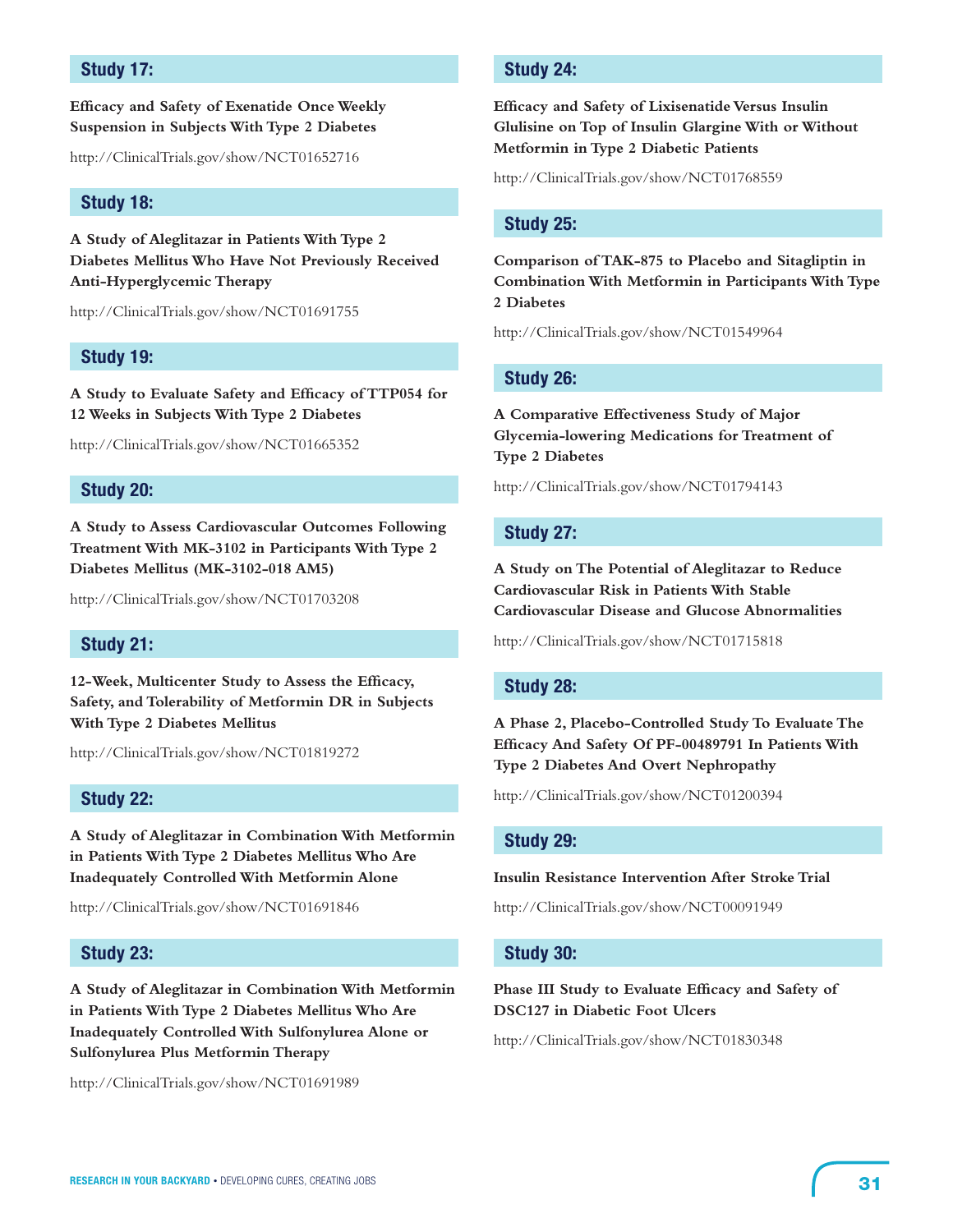## Study 17:

**Efficacy and Safety of Exenatide Once Weekly Suspension in Subjects With Type 2 Diabetes**

http://ClinicalTrials.gov/show/NCT01652716

## Study 18:

**A Study of Aleglitazar in Patients With Type 2 Diabetes Mellitus Who Have Not Previously Received Anti-Hyperglycemic Therapy**

http://ClinicalTrials.gov/show/NCT01691755

## Study 19:

**A Study to Evaluate Safety and Efficacy of TTP054 for 12 Weeks in Subjects With Type 2 Diabetes**

http://ClinicalTrials.gov/show/NCT01665352

## Study 20:

**A Study to Assess Cardiovascular Outcomes Following Treatment With MK-3102 in Participants With Type 2 Diabetes Mellitus (MK-3102-018 AM5)**

http://ClinicalTrials.gov/show/NCT01703208

## Study 21:

**12-Week, Multicenter Study to Assess the Efficacy, Safety, and Tolerability of Metformin DR in Subjects With Type 2 Diabetes Mellitus**

http://ClinicalTrials.gov/show/NCT01819272

## Study 22:

**A Study of Aleglitazar in Combination With Metformin in Patients With Type 2 Diabetes Mellitus Who Are Inadequately Controlled With Metformin Alone**

http://ClinicalTrials.gov/show/NCT01691846

## Study 23:

**A Study of Aleglitazar in Combination With Metformin in Patients With Type 2 Diabetes Mellitus Who Are Inadequately Controlled With Sulfonylurea Alone or Sulfonylurea Plus Metformin Therapy**

http://ClinicalTrials.gov/show/NCT01691989

## Study 24:

**Efficacy and Safety of Lixisenatide Versus Insulin Glulisine on Top of Insulin Glargine With or Without Metformin in Type 2 Diabetic Patients**

http://ClinicalTrials.gov/show/NCT01768559

## Study 25:

**Comparison of TAK-875 to Placebo and Sitagliptin in Combination With Metformin in Participants With Type 2 Diabetes**

http://ClinicalTrials.gov/show/NCT01549964

## Study 26:

**A Comparative Effectiveness Study of Major Glycemia-lowering Medications for Treatment of Type 2 Diabetes**

http://ClinicalTrials.gov/show/NCT01794143

## Study 27:

**A Study on The Potential of Aleglitazar to Reduce Cardiovascular Risk in Patients With Stable Cardiovascular Disease and Glucose Abnormalities**

http://ClinicalTrials.gov/show/NCT01715818

## Study 28:

**A Phase 2, Placebo-Controlled Study To Evaluate The Efficacy And Safety Of PF-00489791 In Patients With Type 2 Diabetes And Overt Nephropathy**

http://ClinicalTrials.gov/show/NCT01200394

## Study 29:

**Insulin Resistance Intervention After Stroke Trial**

http://ClinicalTrials.gov/show/NCT00091949

## Study 30:

**Phase III Study to Evaluate Efficacy and Safety of DSC127 in Diabetic Foot Ulcers**

http://ClinicalTrials.gov/show/NCT01830348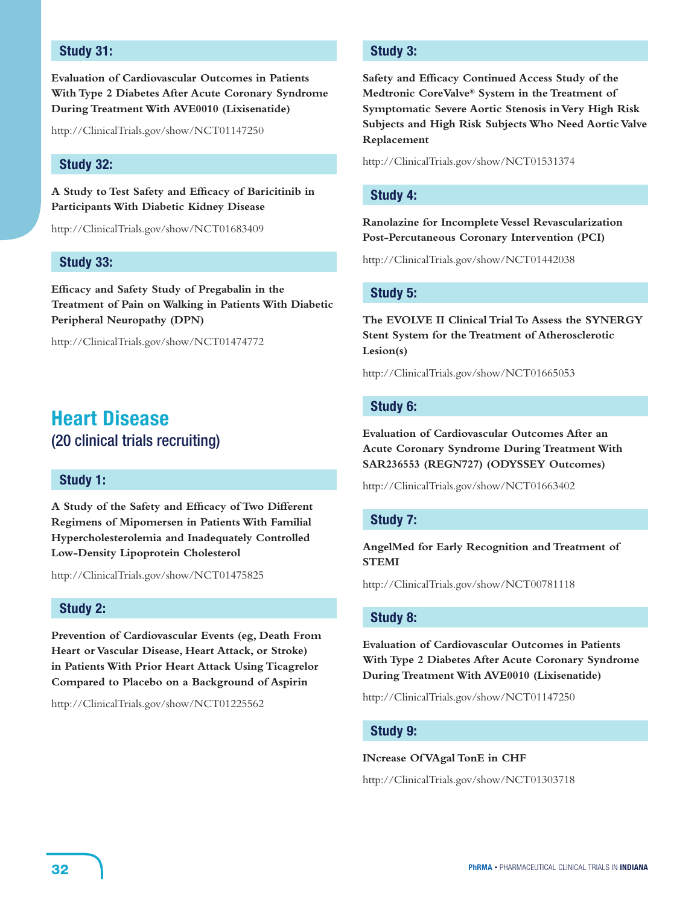### Study 31:

**Evaluation of Cardiovascular Outcomes in Patients With Type 2 Diabetes After Acute Coronary Syndrome During Treatment With AVE0010 (Lixisenatide)**

http://ClinicalTrials.gov/show/NCT01147250

### Study 32:

**A Study to Test Safety and Efficacy of Baricitinib in Participants With Diabetic Kidney Disease**

http://ClinicalTrials.gov/show/NCT01683409

### Study 33:

**Efficacy and Safety Study of Pregabalin in the Treatment of Pain on Walking in Patients With Diabetic Peripheral Neuropathy (DPN)**

http://ClinicalTrials.gov/show/NCT01474772

## Heart Disease

(20 clinical trials recruiting)

### Study 1:

**A Study of the Safety and Efficacy of Two Different Regimens of Mipomersen in Patients With Familial Hypercholesterolemia and Inadequately Controlled Low-Density Lipoprotein Cholesterol**

http://ClinicalTrials.gov/show/NCT01475825

### Study 2:

**Prevention of Cardiovascular Events (eg, Death From Heart or Vascular Disease, Heart Attack, or Stroke) in Patients With Prior Heart Attack Using Ticagrelor Compared to Placebo on a Background of Aspirin**

http://ClinicalTrials.gov/show/NCT01225562

### Study 3:

**Safety and Efficacy Continued Access Study of the Medtronic CoreValve® System in the Treatment of Symptomatic Severe Aortic Stenosis in Very High Risk Subjects and High Risk Subjects Who Need Aortic Valve Replacement**

http://ClinicalTrials.gov/show/NCT01531374

### Study 4:

**Ranolazine for Incomplete Vessel Revascularization Post-Percutaneous Coronary Intervention (PCI)**

http://ClinicalTrials.gov/show/NCT01442038

### Study 5:

**The EVOLVE II Clinical Trial To Assess the SYNERGY Stent System for the Treatment of Atherosclerotic Lesion(s)**

http://ClinicalTrials.gov/show/NCT01665053

### Study 6:

**Evaluation of Cardiovascular Outcomes After an Acute Coronary Syndrome During Treatment With SAR236553 (REGN727) (ODYSSEY Outcomes)**

http://ClinicalTrials.gov/show/NCT01663402

### Study 7:

**AngelMed for Early Recognition and Treatment of STEMI**

http://ClinicalTrials.gov/show/NCT00781118

### Study 8:

**Evaluation of Cardiovascular Outcomes in Patients With Type 2 Diabetes After Acute Coronary Syndrome During Treatment With AVE0010 (Lixisenatide)**

http://ClinicalTrials.gov/show/NCT01147250

### Study 9:

**INcrease Of VAgal TonE in CHF**

http://ClinicalTrials.gov/show/NCT01303718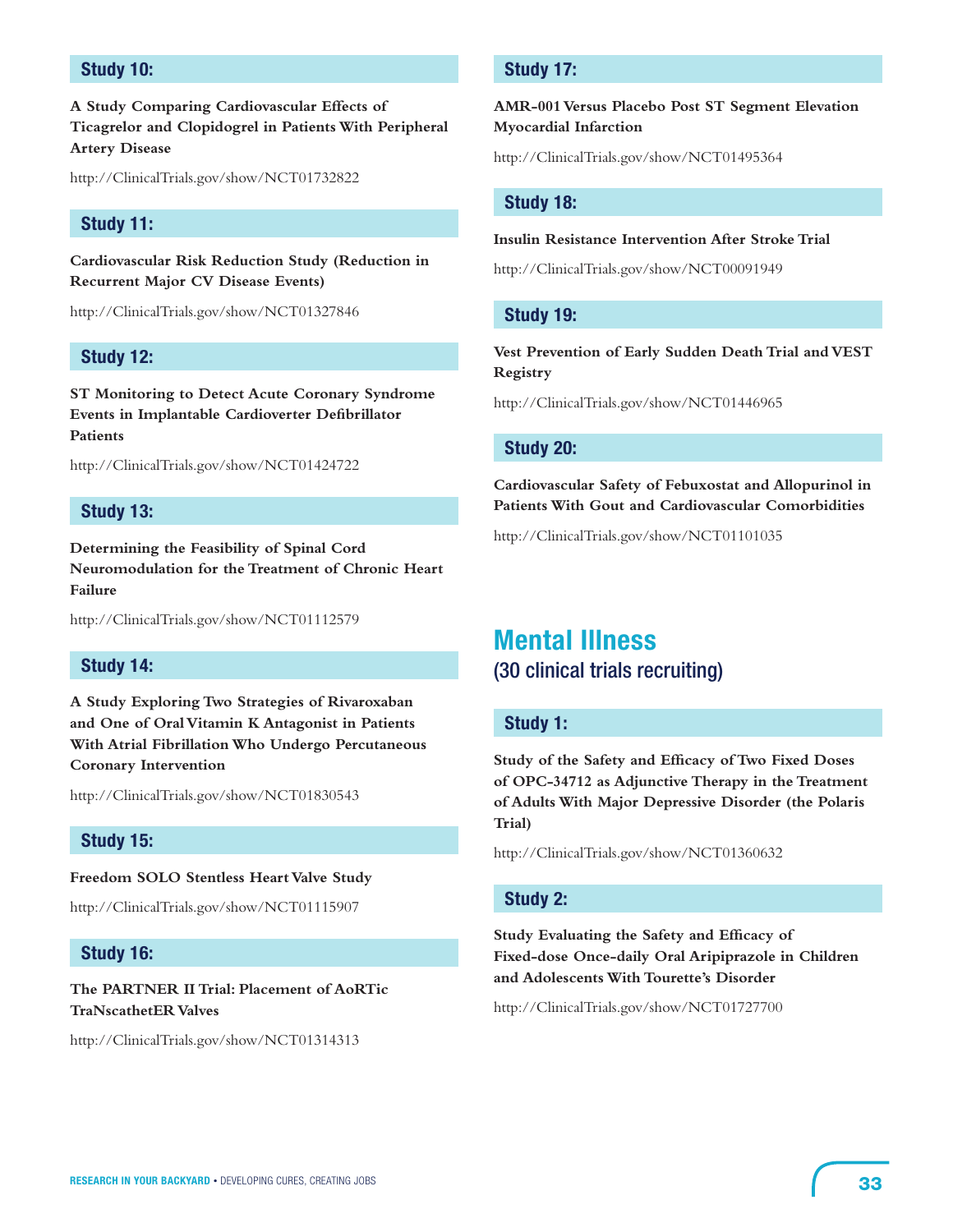### Study 10:

**A Study Comparing Cardiovascular Effects of Ticagrelor and Clopidogrel in Patients With Peripheral Artery Disease**

http://ClinicalTrials.gov/show/NCT01732822

### Study 11:

**Cardiovascular Risk Reduction Study (Reduction in Recurrent Major CV Disease Events)**

http://ClinicalTrials.gov/show/NCT01327846

### Study 12:

**ST Monitoring to Detect Acute Coronary Syndrome Events in Implantable Cardioverter Defibrillator Patients**

http://ClinicalTrials.gov/show/NCT01424722

### Study 13:

**Determining the Feasibility of Spinal Cord Neuromodulation for the Treatment of Chronic Heart Failure**

http://ClinicalTrials.gov/show/NCT01112579

### Study 14:

**A Study Exploring Two Strategies of Rivaroxaban and One of Oral Vitamin K Antagonist in Patients With Atrial Fibrillation Who Undergo Percutaneous Coronary Intervention**

http://ClinicalTrials.gov/show/NCT01830543

### Study 15:

**Freedom SOLO Stentless Heart Valve Study**

http://ClinicalTrials.gov/show/NCT01115907

### Study 16:

**The PARTNER II Trial: Placement of AoRTic TraNscathetER Valves**

http://ClinicalTrials.gov/show/NCT01314313

### Study 17:

**AMR-001 Versus Placebo Post ST Segment Elevation Myocardial Infarction**

http://ClinicalTrials.gov/show/NCT01495364

### Study 18:

**Insulin Resistance Intervention After Stroke Trial**

http://ClinicalTrials.gov/show/NCT00091949

### Study 19:

**Vest Prevention of Early Sudden Death Trial and VEST Registry**

http://ClinicalTrials.gov/show/NCT01446965

### Study 20:

**Cardiovascular Safety of Febuxostat and Allopurinol in Patients With Gout and Cardiovascular Comorbidities**

http://ClinicalTrials.gov/show/NCT01101035

## Mental Illness

(30 clinical trials recruiting)

### Study 1:

**Study of the Safety and Efficacy of Two Fixed Doses of OPC-34712 as Adjunctive Therapy in the Treatment of Adults With Major Depressive Disorder (the Polaris Trial)**

http://ClinicalTrials.gov/show/NCT01360632

### Study 2:

**Study Evaluating the Safety and Efficacy of Fixed-dose Once-daily Oral Aripiprazole in Children and Adolescents With Tourette's Disorder**

http://ClinicalTrials.gov/show/NCT01727700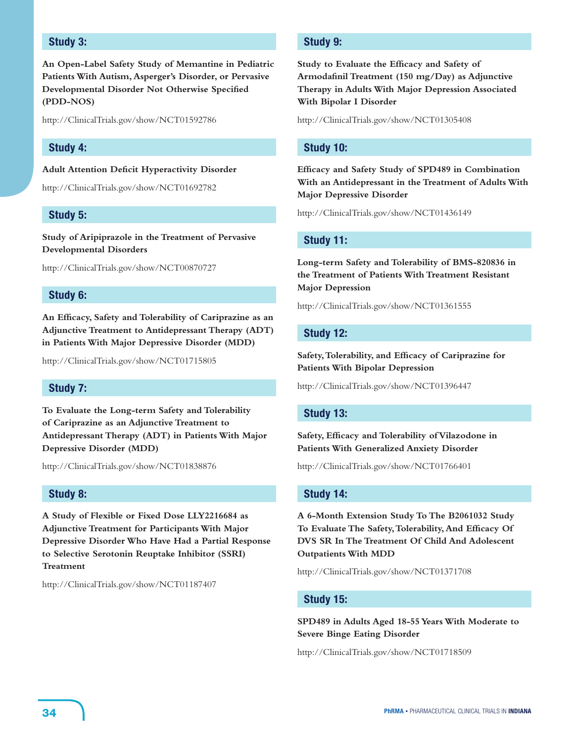### Study 3:

**An Open-Label Safety Study of Memantine in Pediatric Patients With Autism, Asperger's Disorder, or Pervasive Developmental Disorder Not Otherwise Specified (PDD-NOS)**

http://ClinicalTrials.gov/show/NCT01592786

### Study 4:

**Adult Attention Deficit Hyperactivity Disorder**

http://ClinicalTrials.gov/show/NCT01692782

### Study 5:

**Study of Aripiprazole in the Treatment of Pervasive Developmental Disorders**

http://ClinicalTrials.gov/show/NCT00870727

### Study 6:

**An Efficacy, Safety and Tolerability of Cariprazine as an Adjunctive Treatment to Antidepressant Therapy (ADT) in Patients With Major Depressive Disorder (MDD)**

http://ClinicalTrials.gov/show/NCT01715805

### Study 7:

**To Evaluate the Long-term Safety and Tolerability of Cariprazine as an Adjunctive Treatment to Antidepressant Therapy (ADT) in Patients With Major Depressive Disorder (MDD)**

http://ClinicalTrials.gov/show/NCT01838876

### Study 8:

**A Study of Flexible or Fixed Dose LLY2216684 as Adjunctive Treatment for Participants With Major Depressive Disorder Who Have Had a Partial Response to Selective Serotonin Reuptake Inhibitor (SSRI) Treatment**

http://ClinicalTrials.gov/show/NCT01187407

### Study 9:

**Study to Evaluate the Efficacy and Safety of Armodafinil Treatment (150 mg/Day) as Adjunctive Therapy in Adults With Major Depression Associated With Bipolar I Disorder**

http://ClinicalTrials.gov/show/NCT01305408

### Study 10:

**Efficacy and Safety Study of SPD489 in Combination With an Antidepressant in the Treatment of Adults With Major Depressive Disorder**

http://ClinicalTrials.gov/show/NCT01436149

### Study 11:

**Long-term Safety and Tolerability of BMS-820836 in the Treatment of Patients With Treatment Resistant Major Depression**

http://ClinicalTrials.gov/show/NCT01361555

### Study 12:

**Safety, Tolerability, and Efficacy of Cariprazine for Patients With Bipolar Depression**

http://ClinicalTrials.gov/show/NCT01396447

### Study 13:

**Safety, Efficacy and Tolerability of Vilazodone in Patients With Generalized Anxiety Disorder**

http://ClinicalTrials.gov/show/NCT01766401

### Study 14:

**A 6-Month Extension Study To The B2061032 Study To Evaluate The Safety, Tolerability, And Efficacy Of DVS SR In The Treatment Of Child And Adolescent Outpatients With MDD**

http://ClinicalTrials.gov/show/NCT01371708

### Study 15:

**SPD489 in Adults Aged 18-55 Years With Moderate to Severe Binge Eating Disorder**

http://ClinicalTrials.gov/show/NCT01718509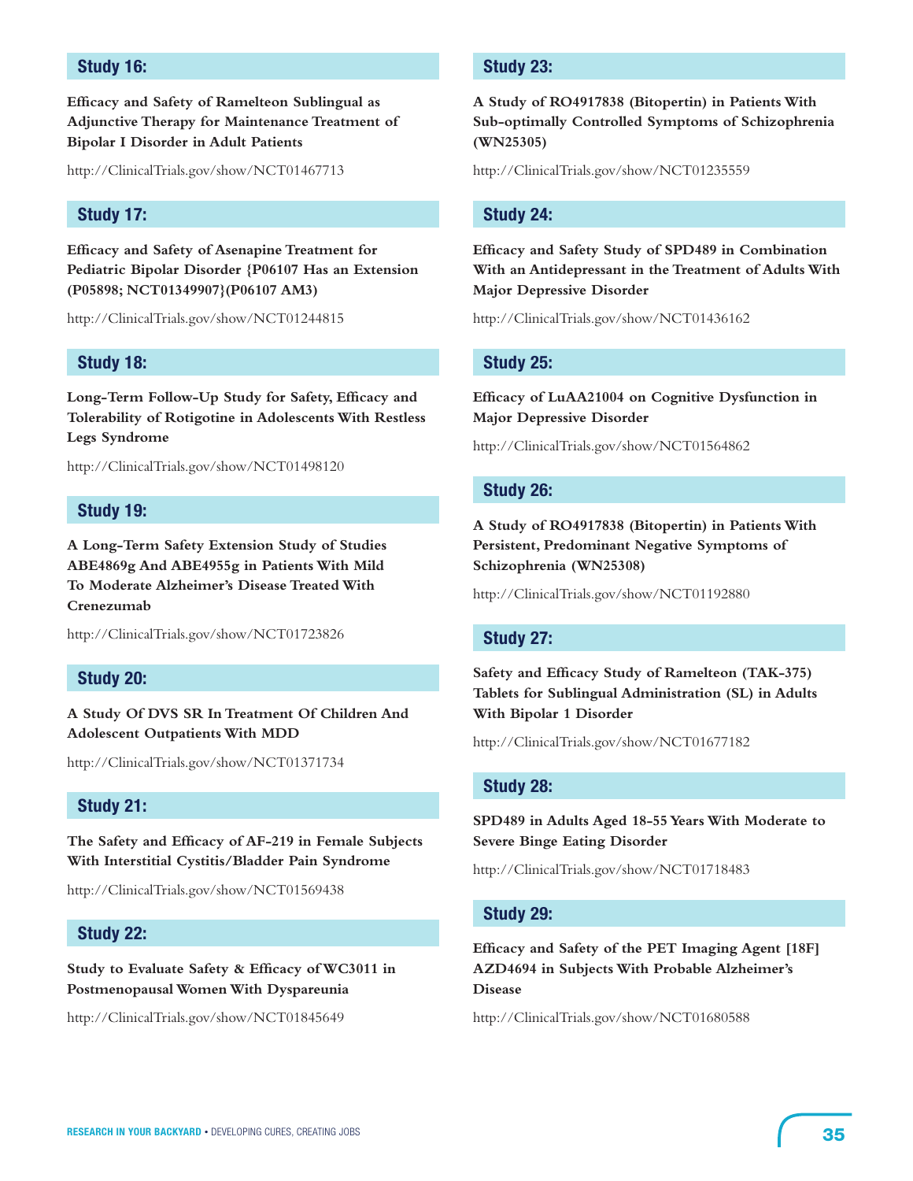## Study 16:

**Efficacy and Safety of Ramelteon Sublingual as Adjunctive Therapy for Maintenance Treatment of Bipolar I Disorder in Adult Patients**

http://ClinicalTrials.gov/show/NCT01467713

## Study 17:

**Efficacy and Safety of Asenapine Treatment for Pediatric Bipolar Disorder {P06107 Has an Extension (P05898; NCT01349907}(P06107 AM3)**

http://ClinicalTrials.gov/show/NCT01244815

## Study 18:

**Long-Term Follow-Up Study for Safety, Efficacy and Tolerability of Rotigotine in Adolescents With Restless Legs Syndrome**

http://ClinicalTrials.gov/show/NCT01498120

## Study 19:

**A Long-Term Safety Extension Study of Studies ABE4869g And ABE4955g in Patients With Mild To Moderate Alzheimer's Disease Treated With Crenezumab**

http://ClinicalTrials.gov/show/NCT01723826

## Study 20:

**A Study Of DVS SR In Treatment Of Children And Adolescent Outpatients With MDD**

http://ClinicalTrials.gov/show/NCT01371734

## Study 21:

**The Safety and Efficacy of AF-219 in Female Subjects With Interstitial Cystitis/Bladder Pain Syndrome**

http://ClinicalTrials.gov/show/NCT01569438

## Study 22:

**Study to Evaluate Safety & Efficacy of WC3011 in Postmenopausal Women With Dyspareunia**

http://ClinicalTrials.gov/show/NCT01845649

## Study 23:

**A Study of RO4917838 (Bitopertin) in Patients With Sub-optimally Controlled Symptoms of Schizophrenia (WN25305)**

http://ClinicalTrials.gov/show/NCT01235559

## Study 24:

**Efficacy and Safety Study of SPD489 in Combination With an Antidepressant in the Treatment of Adults With Major Depressive Disorder**

http://ClinicalTrials.gov/show/NCT01436162

## Study 25:

**Efficacy of LuAA21004 on Cognitive Dysfunction in Major Depressive Disorder**

http://ClinicalTrials.gov/show/NCT01564862

## Study 26:

**A Study of RO4917838 (Bitopertin) in Patients With Persistent, Predominant Negative Symptoms of Schizophrenia (WN25308)**

http://ClinicalTrials.gov/show/NCT01192880

## Study 27:

**Safety and Efficacy Study of Ramelteon (TAK-375) Tablets for Sublingual Administration (SL) in Adults With Bipolar 1 Disorder**

http://ClinicalTrials.gov/show/NCT01677182

## Study 28:

**SPD489 in Adults Aged 18-55 Years With Moderate to Severe Binge Eating Disorder**

http://ClinicalTrials.gov/show/NCT01718483

## Study 29:

**Efficacy and Safety of the PET Imaging Agent [18F] AZD4694 in Subjects With Probable Alzheimer's Disease**

http://ClinicalTrials.gov/show/NCT01680588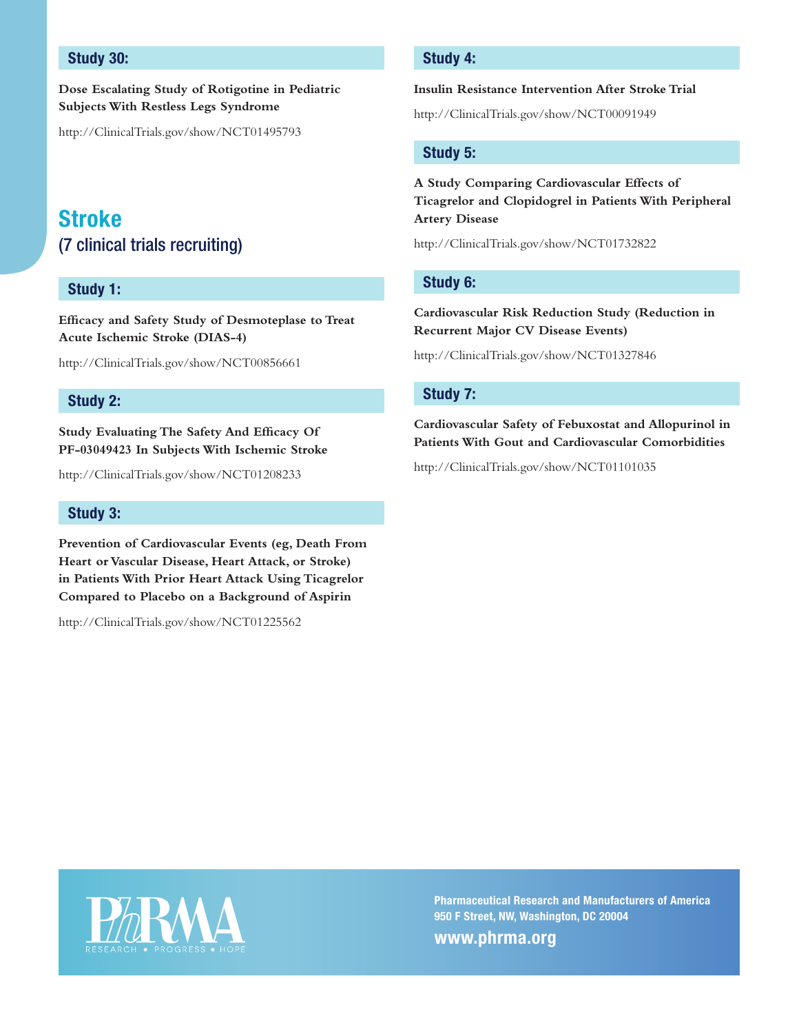### Study 30:

**Dose Escalating Study of Rotigotine in Pediatric Subjects With Restless Legs Syndrome**

http://ClinicalTrials.gov/show/NCT01495793

## Stroke

(7 clinical trials recruiting)

### Study 1:

**Efficacy and Safety Study of Desmoteplase to Treat Acute Ischemic Stroke (DIAS-4)**

http://ClinicalTrials.gov/show/NCT00856661

### Study 2:

**Study Evaluating The Safety And Efficacy Of PF-03049423 In Subjects With Ischemic Stroke**

http://ClinicalTrials.gov/show/NCT01208233

### Study 3:

**Prevention of Cardiovascular Events (eg, Death From Heart or Vascular Disease, Heart Attack, or Stroke) in Patients With Prior Heart Attack Using Ticagrelor Compared to Placebo on a Background of Aspirin**

http://ClinicalTrials.gov/show/NCT01225562

### Study 4:

**Insulin Resistance Intervention After Stroke Trial**

http://ClinicalTrials.gov/show/NCT00091949

### Study 5:

**A Study Comparing Cardiovascular Effects of Ticagrelor and Clopidogrel in Patients With Peripheral Artery Disease**

http://ClinicalTrials.gov/show/NCT01732822

### Study 6:

**Cardiovascular Risk Reduction Study (Reduction in Recurrent Major CV Disease Events)**

http://ClinicalTrials.gov/show/NCT01327846

### Study 7:

**Cardiovascular Safety of Febuxostat and Allopurinol in Patients With Gout and Cardiovascular Comorbidities**

http://ClinicalTrials.gov/show/NCT01101035

PhRMA
RESEARCH • PROGRESS • HOPE

**Pharmaceutical Research and Manufacturers of America**
**950 F Street, NW, Washington, DC 20004**

**www.phrma.org**